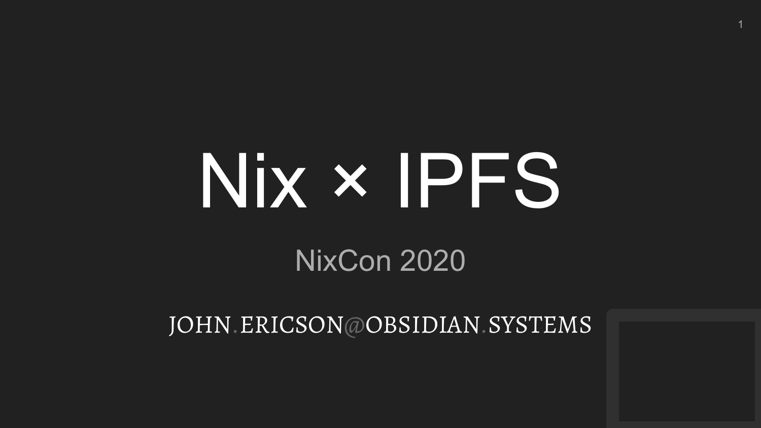# Nix × IPFS

NixCon 2020

JOHN.ERICSON@OBSIDIAN.SYSTEMS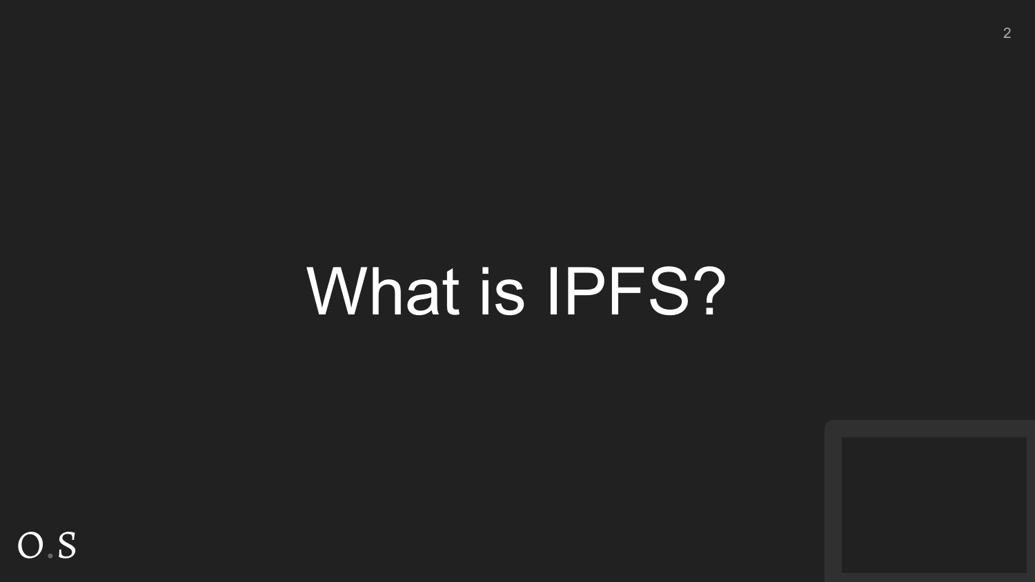# What is IPFS?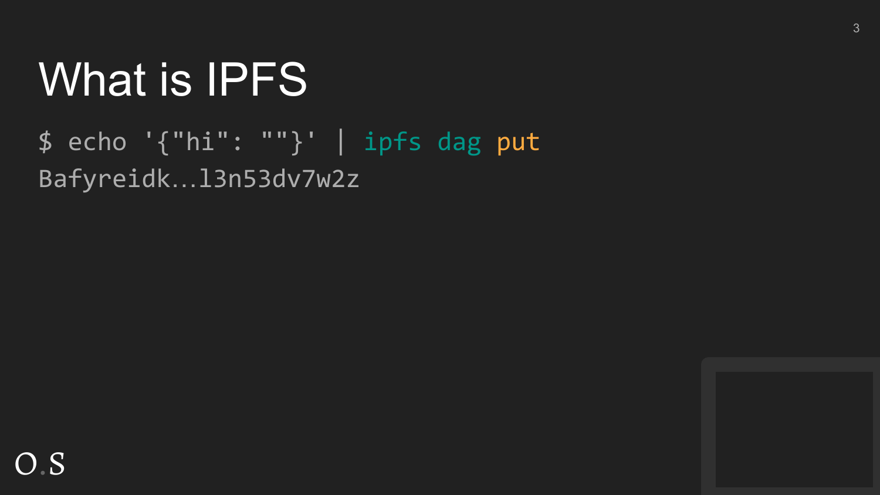# What is IPFS

```
$ echo '{"hi": ""}' | ipfs dag put
Bafyreidk…l3n53dv7w2z
```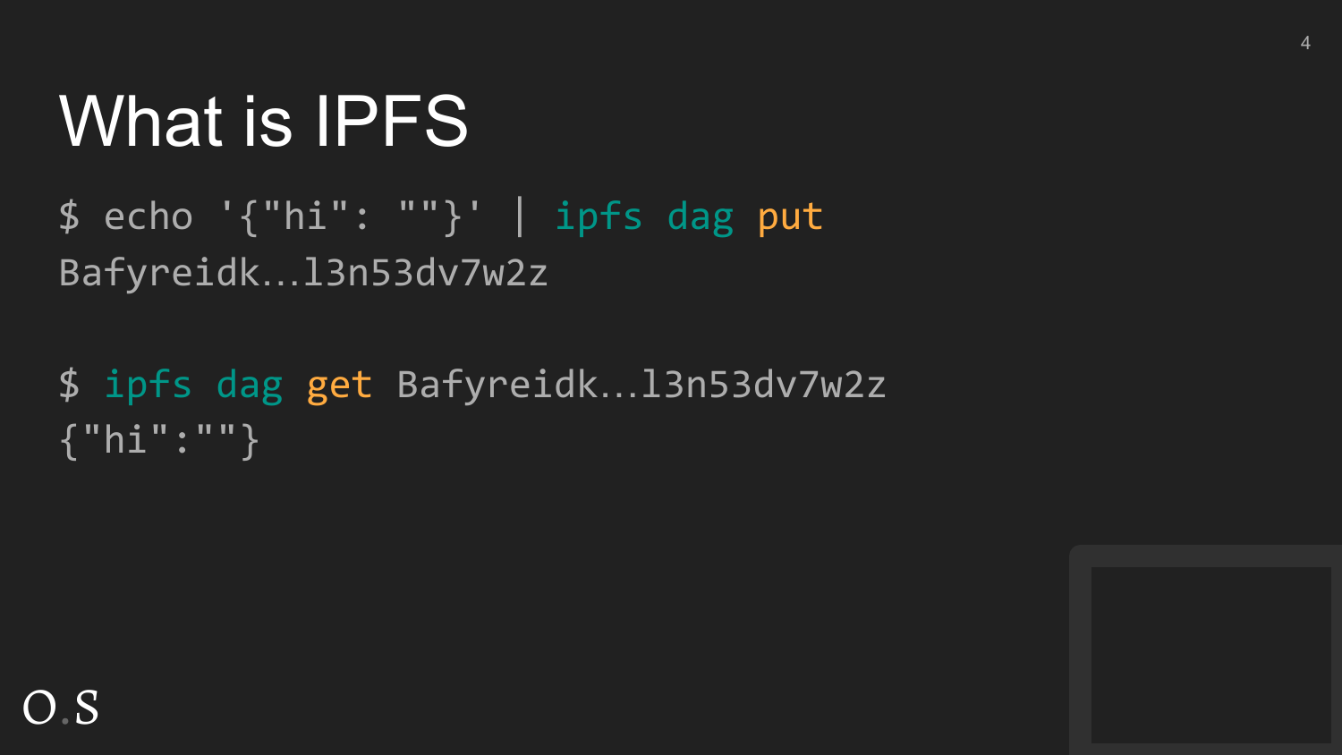# What is IPFS

```
$ echo '{"hi": ""}' | ipfs dag put
Bafyreidk…l3n53dv7w2z

$ ipfs dag get Bafyreidk…l3n53dv7w2z
{"hi":""}
```

O.S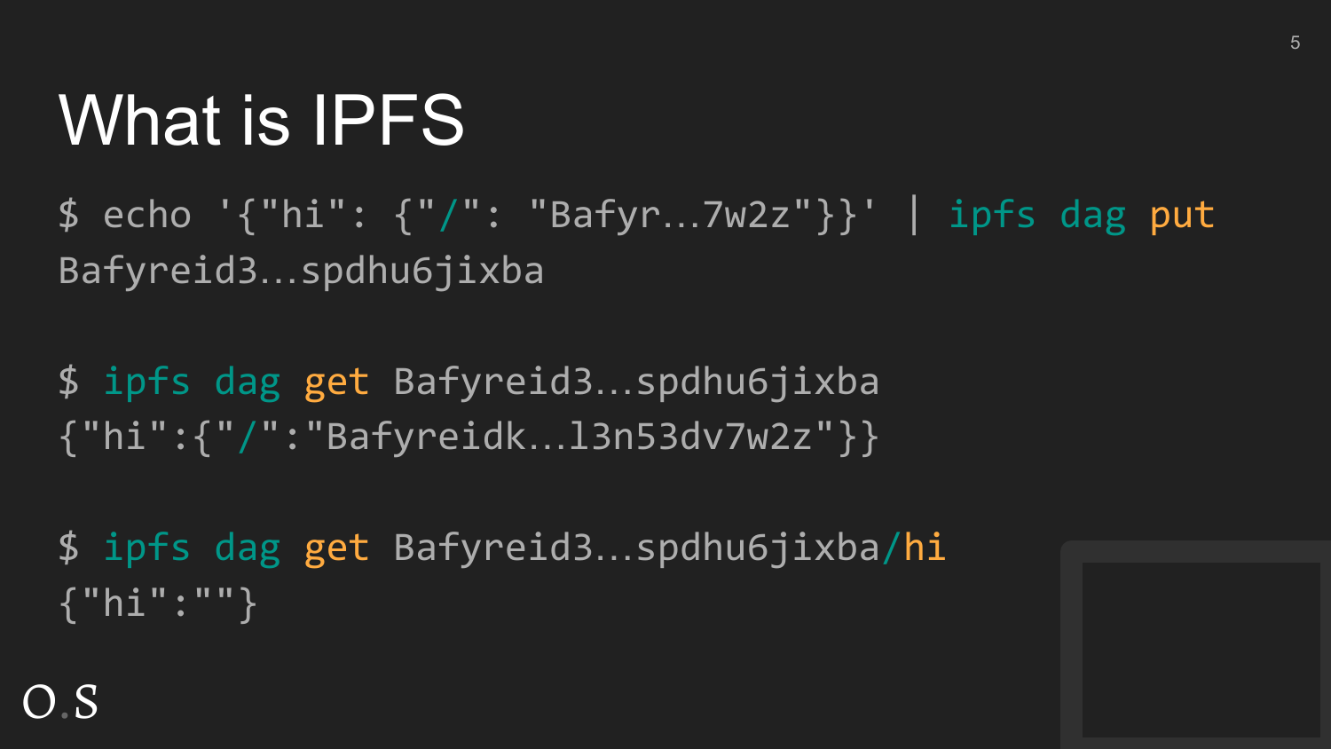# What is IPFS

```
$ echo '{"hi": {"/": "Bafyr…7w2z"}}' | ipfs dag put
Bafyreid3…spdhu6jixba

$ ipfs dag get Bafyreid3…spdhu6jixba
{"hi":{"/":"Bafyreidk…l3n53dv7w2z"}}

$ ipfs dag get Bafyreid3…spdhu6jixba/hi
{"hi":""}
```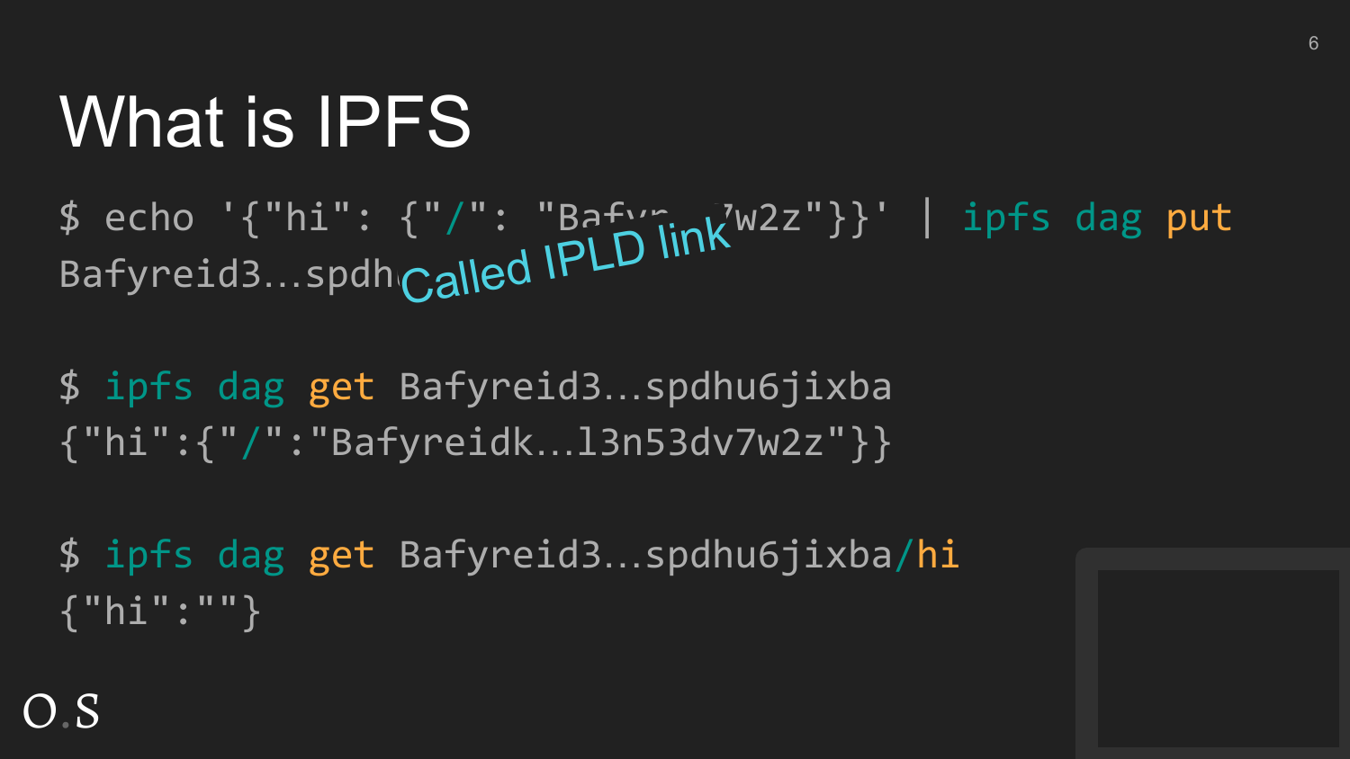# What is IPFS

```
$ echo '{"hi": {"/": "Bafyr…7w2z"}}' | ipfs dag put
Bafyreid3…spdhu6jixba

$ ipfs dag get Bafyreid3…spdhu6jixba
{"hi":{"/":"Bafyreidk…l3n53dv7w2z"}}

$ ipfs dag get Bafyreid3…spdhu6jixba/hi
{"hi":""}
```

Called IPLD link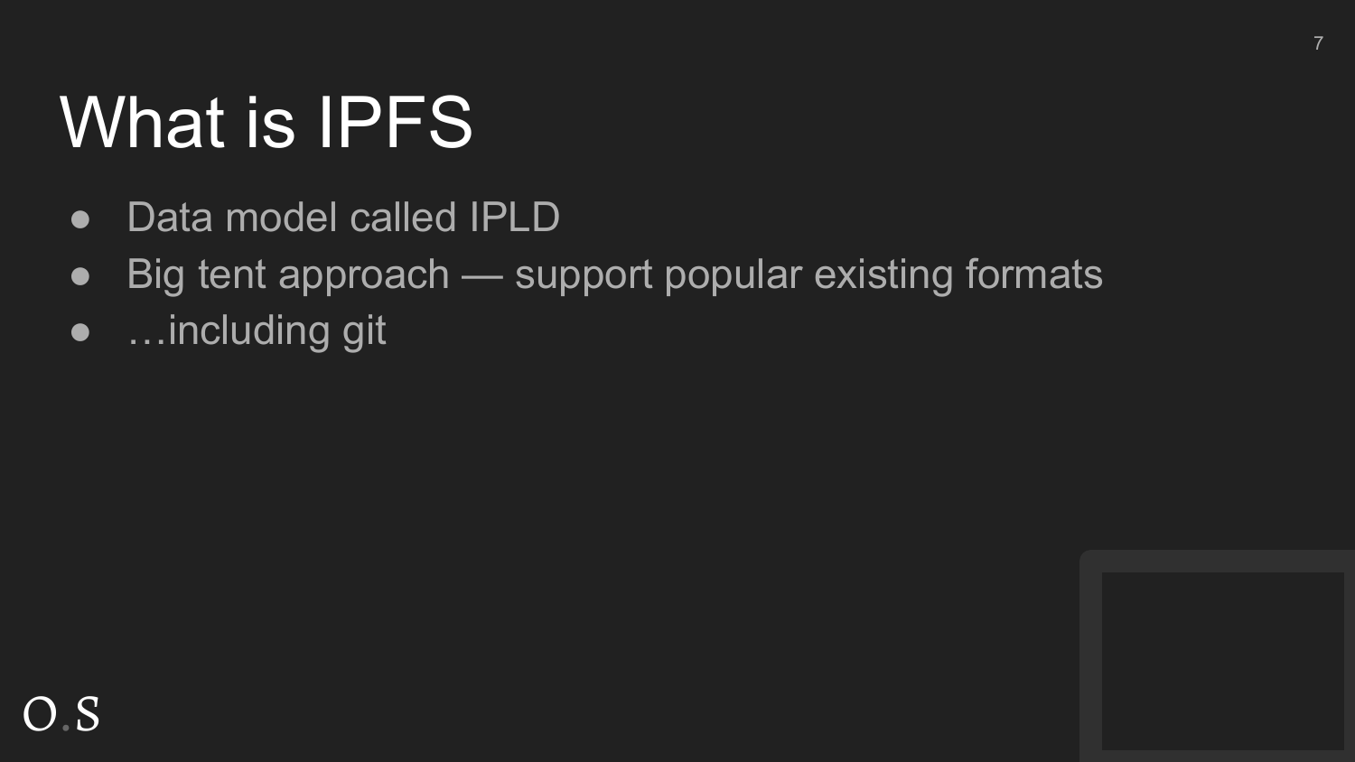# What is IPFS

- Data model called IPLD
- Big tent approach — support popular existing formats
- …including git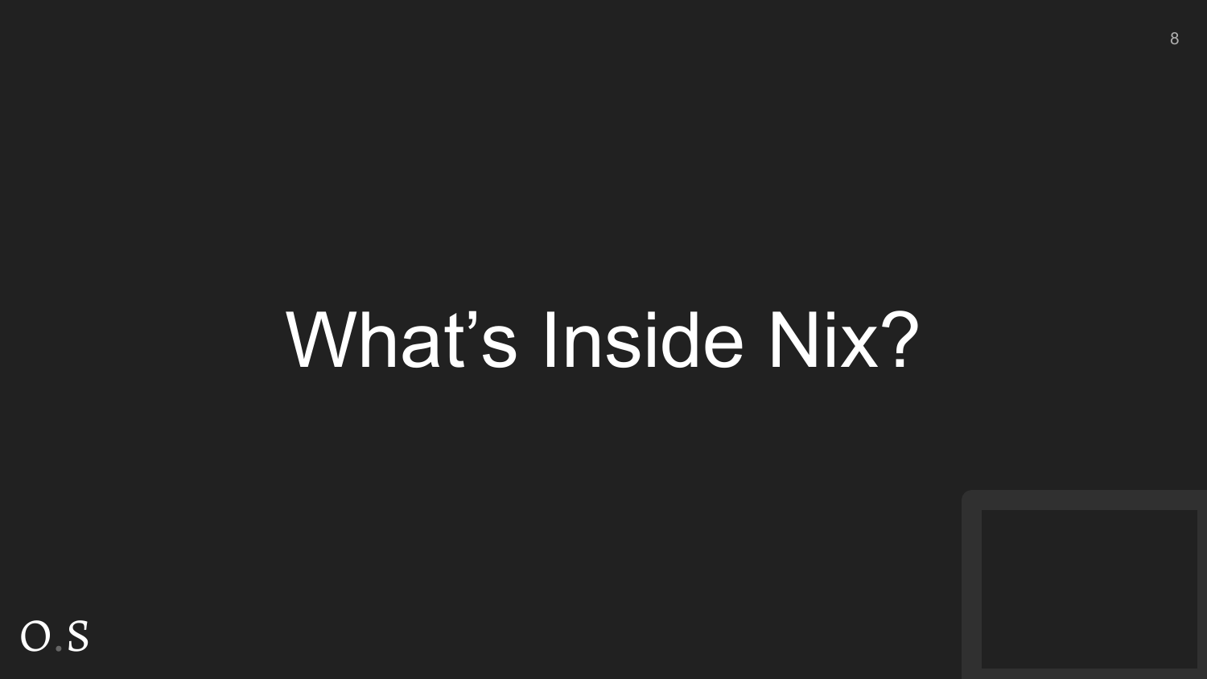# What’s Inside Nix?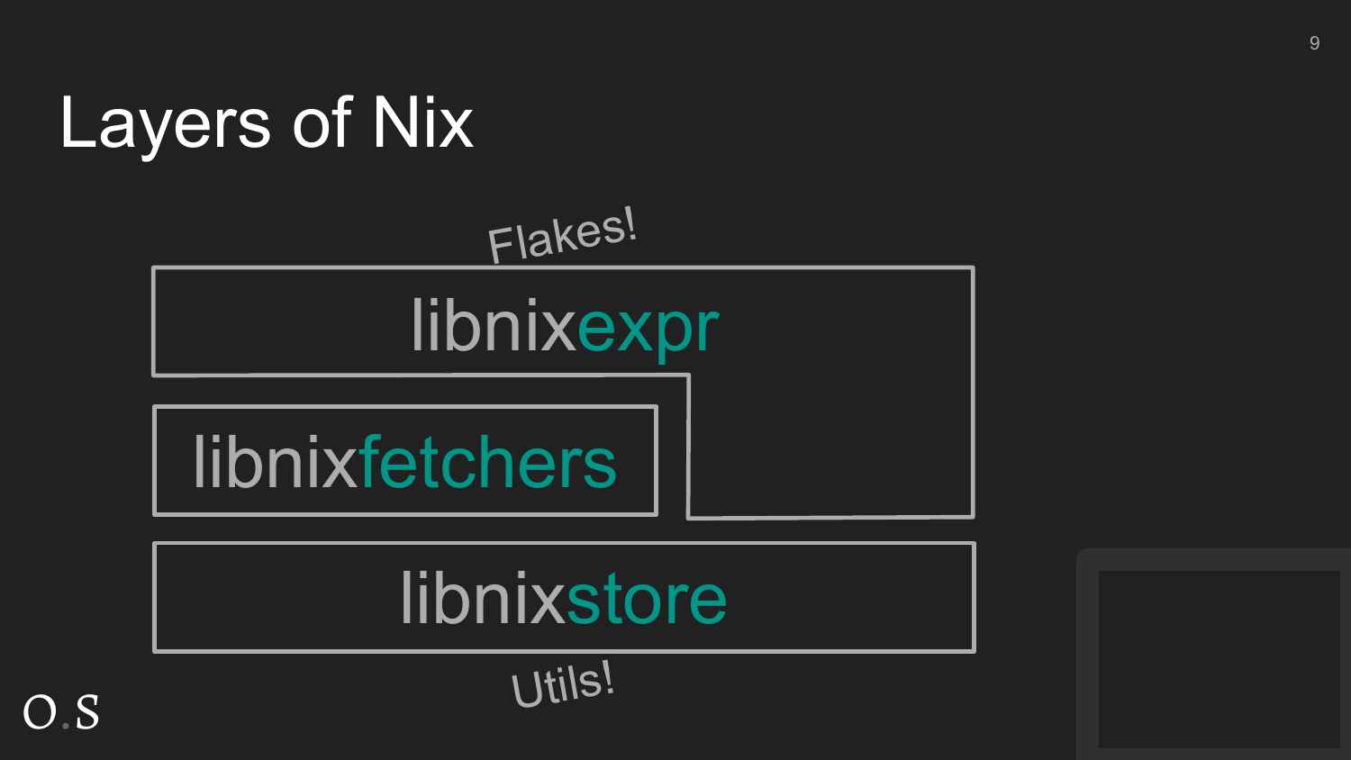# Layers of Nix

Flakes!

libnixexpr

libnixfetchers

libnixstore

Utils!

O.S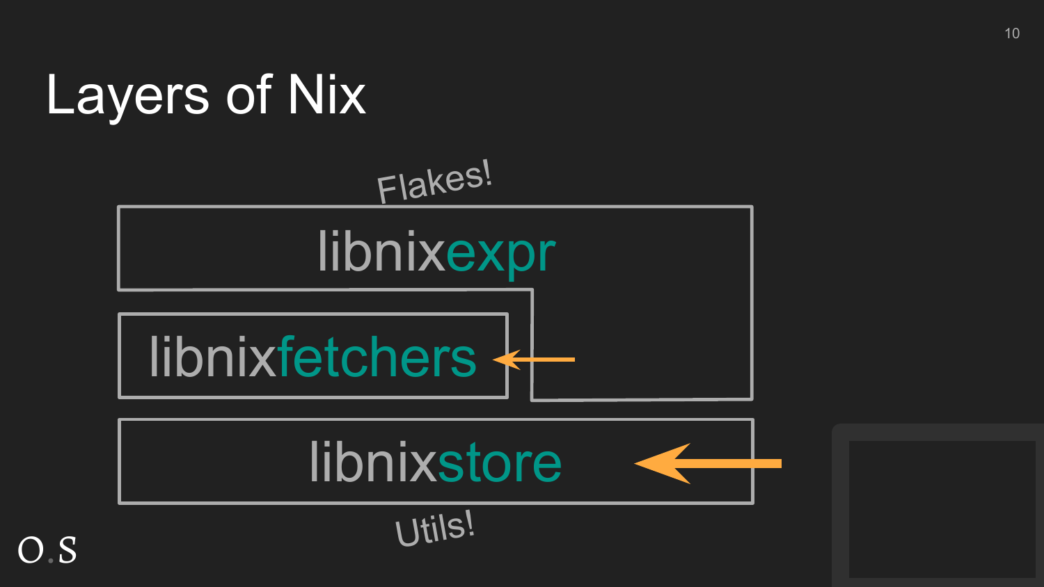# Layers of Nix

Flakes!

libnixexpr

libnixfetchers

libnixstore

Utils!

O.S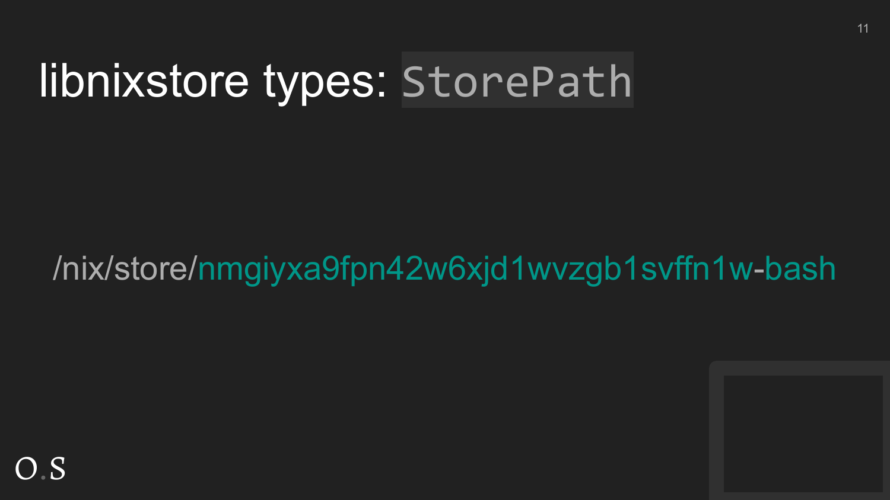# libnixstore types: `StorePath`

/nix/store/nmgiyxa9fpn42w6xjd1wvzgb1svffn1w-bash

O.S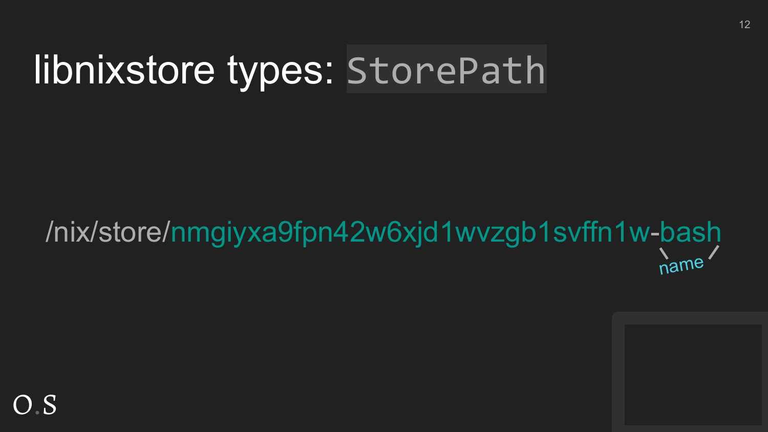# libnixstore types: `StorePath`

/nix/store/nmgiyxa9fpn42w6xjd1wvzgb1svffn1w-bash

name

O.S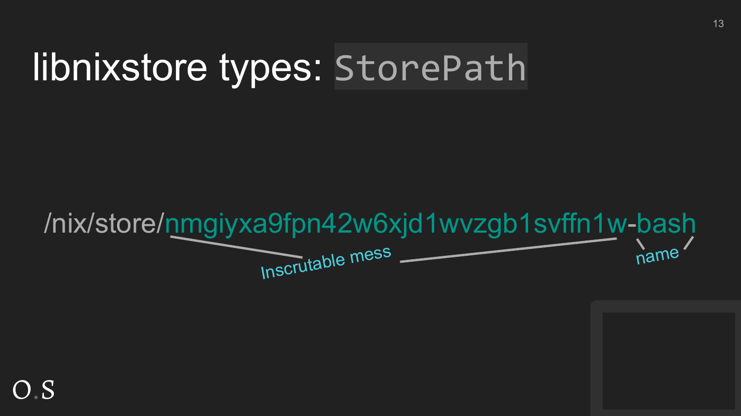# libnixstore types: `StorePath`

/nix/store/nmgiyxa9fpn42w6xjd1wvzgb1svffn1w-bash

Inscrutable mess

name

O.S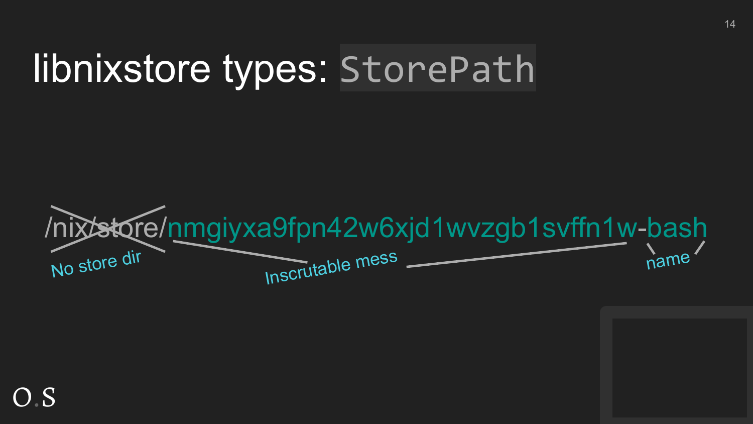# libnixstore types: `StorePath`

/nix/store/nmgiyxa9fpn42w6xjd1wvzgb1svffn1w-bash

No store dir

Inscrutable mess

name

O.S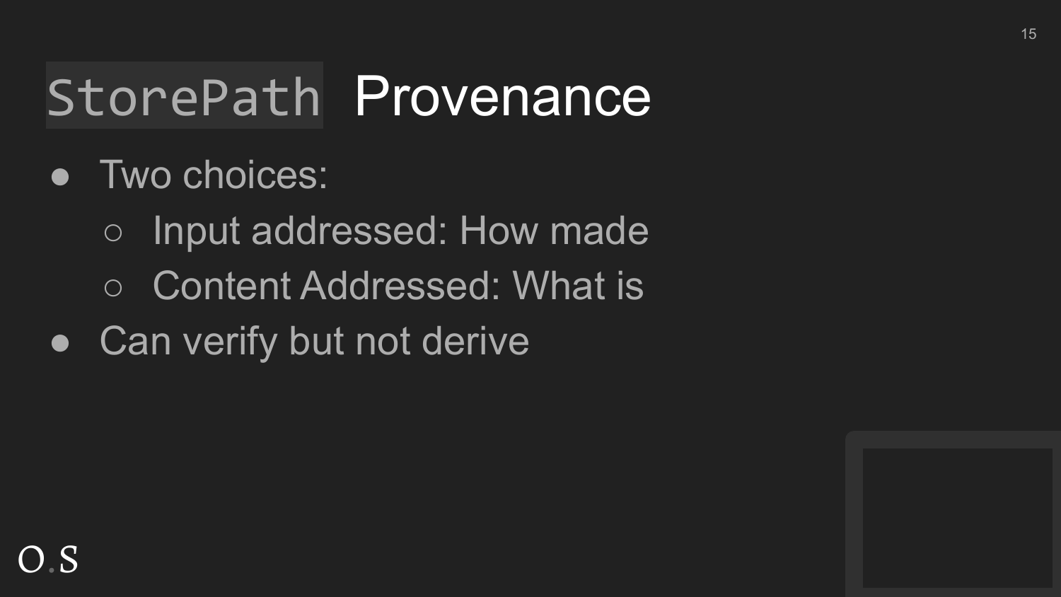# `StorePath` Provenance

- Two choices:
  - Input addressed: How made
  - Content Addressed: What is
- Can verify but not derive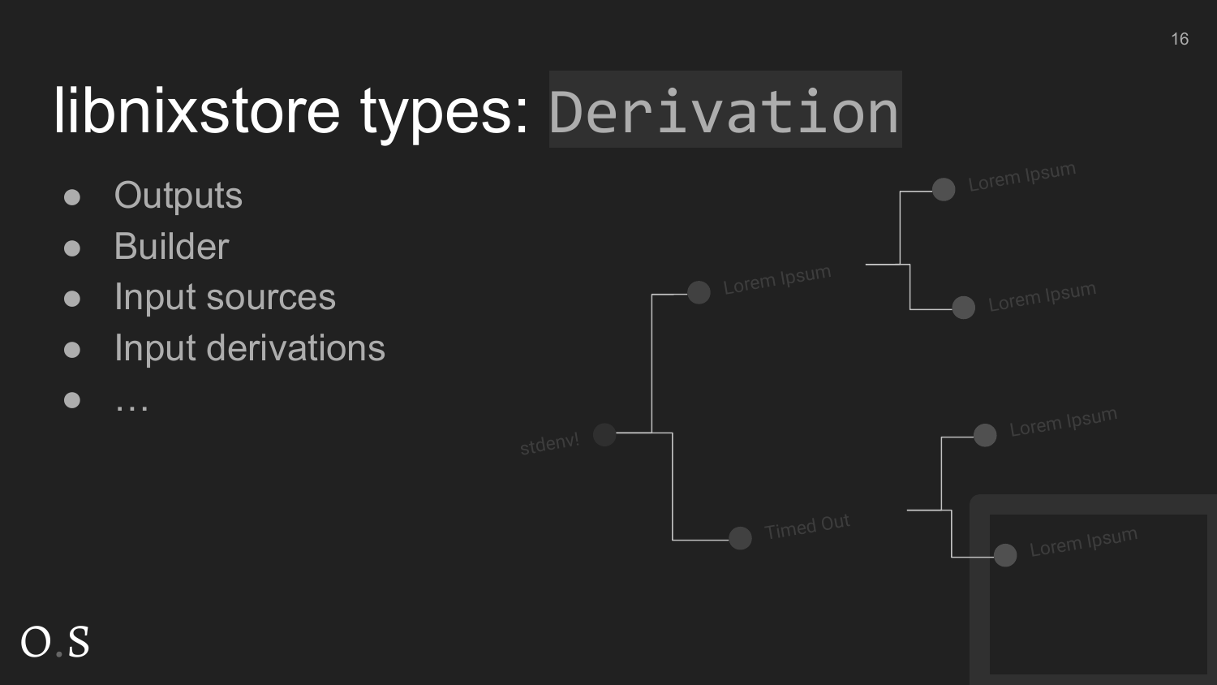# libnixstore types: `Derivation`

- Outputs
- Builder
- Input sources
- Input derivations
- …

stdenv!

Lorem Ipsum

Lorem Ipsum

Lorem Ipsum

Timed Out

Lorem Ipsum

Lorem Ipsum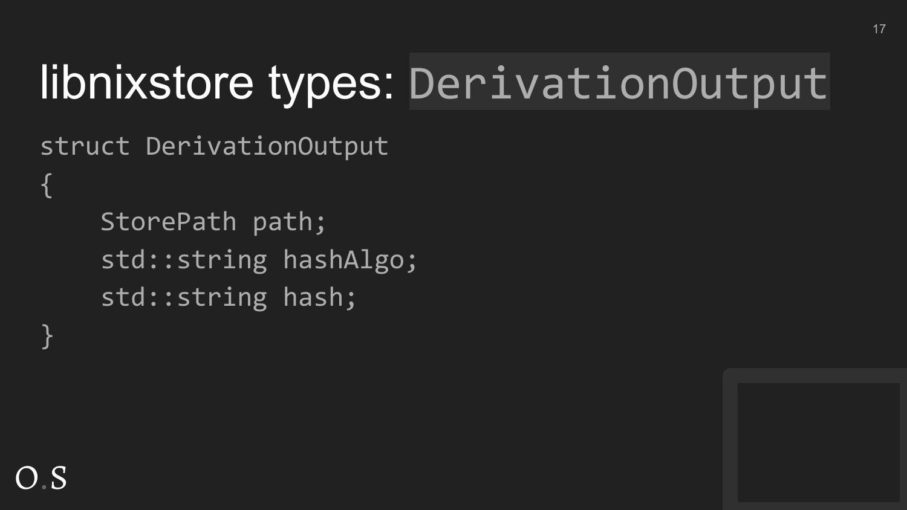# libnixstore types: `DerivationOutput`

```
struct DerivationOutput
{
    StorePath path;
    std::string hashAlgo;
    std::string hash;
}
```

O.S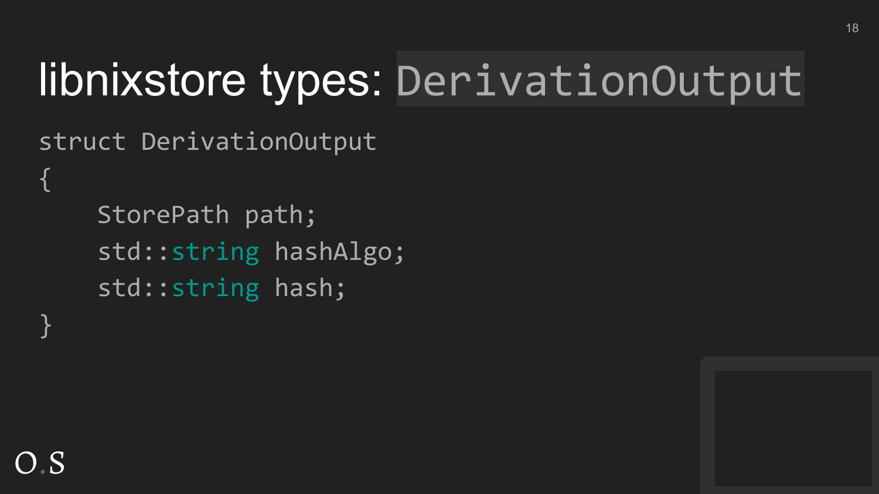# libnixstore types: `DerivationOutput`

```
struct DerivationOutput
{
    StorePath path;
    std::string hashAlgo;
    std::string hash;
}
```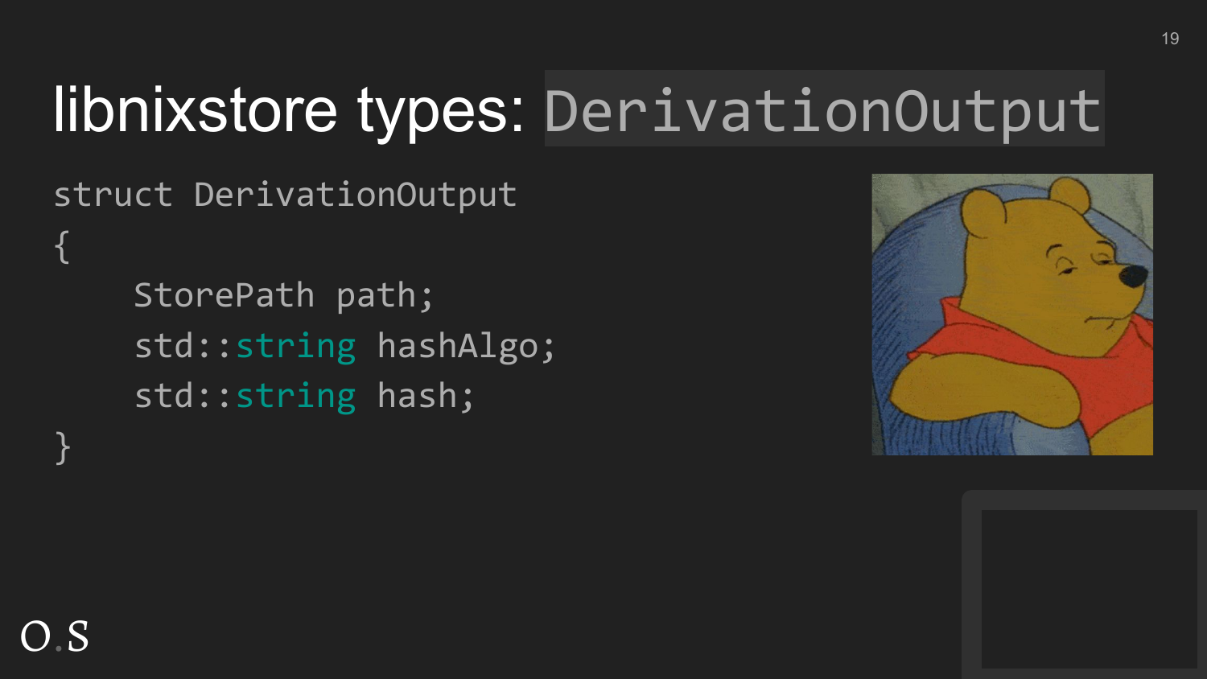# libnixstore types: `DerivationOutput`

```
struct DerivationOutput
{
    StorePath path;
    std::string hashAlgo;
    std::string hash;
}
```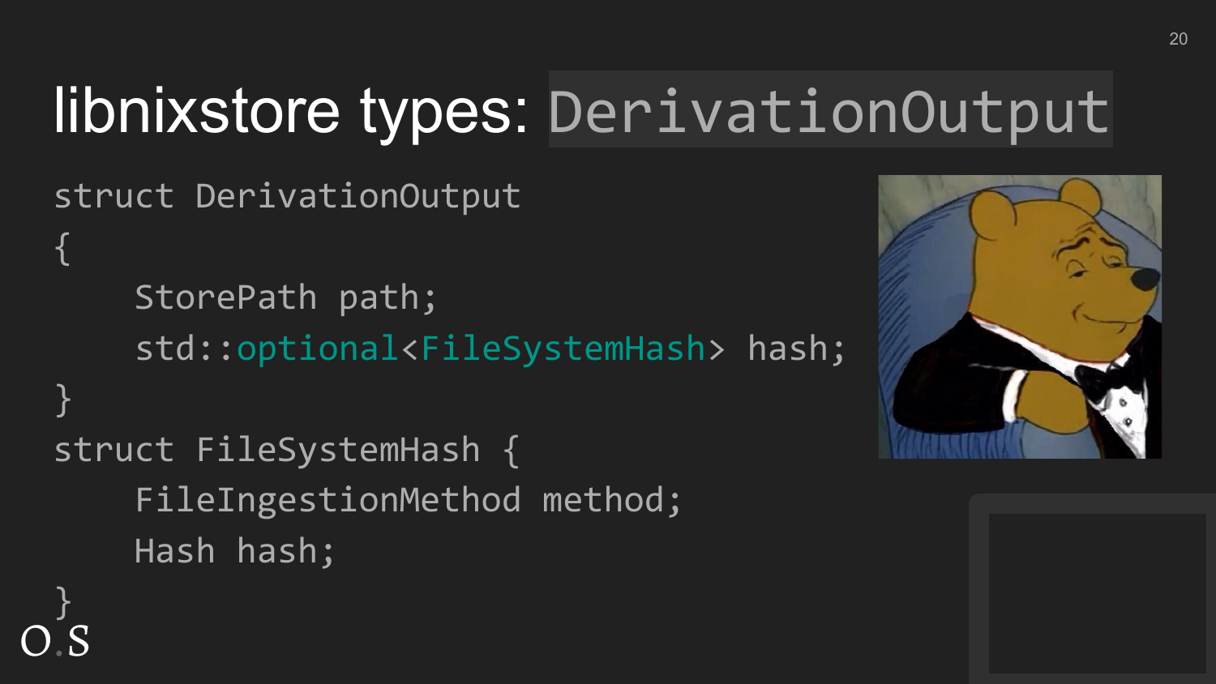# libnixstore types: `DerivationOutput`

```
struct DerivationOutput
{
    StorePath path;
    std::optional<FileSystemHash> hash;
}
struct FileSystemHash {
    FileIngestionMethod method;
    Hash hash;
}
```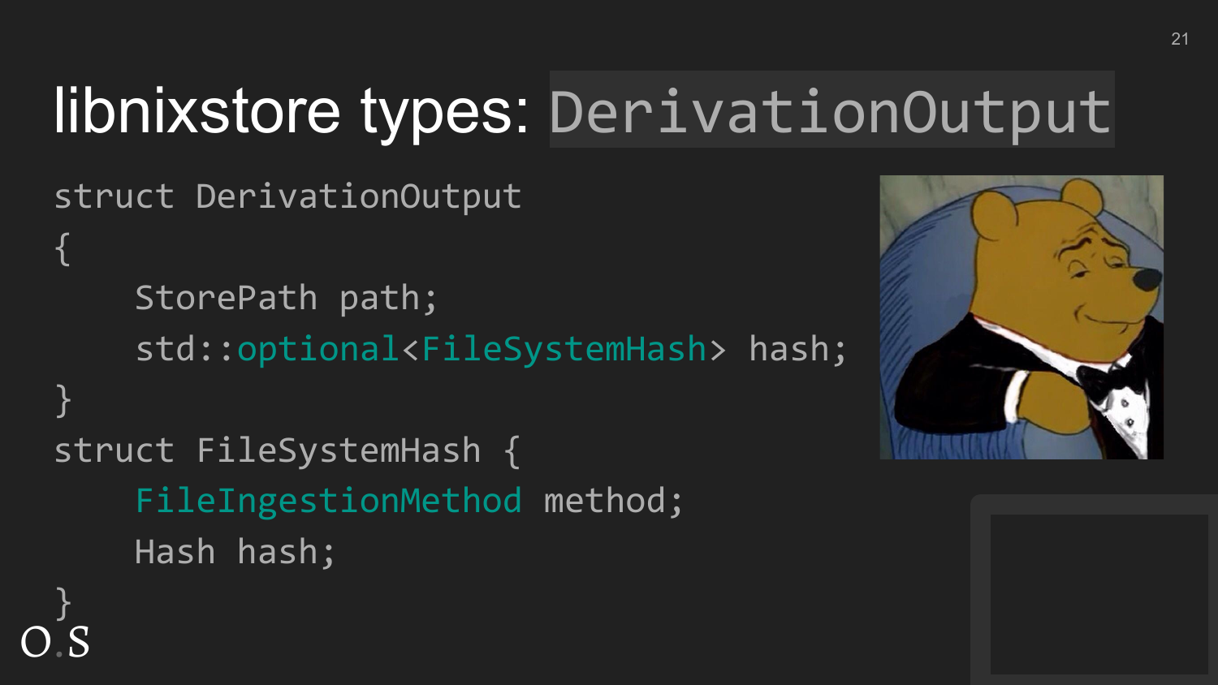# libnixstore types: `DerivationOutput`

```
struct DerivationOutput
{
    StorePath path;
    std::optional<FileSystemHash> hash;
}
struct FileSystemHash {
    FileIngestionMethod method;
    Hash hash;
}
```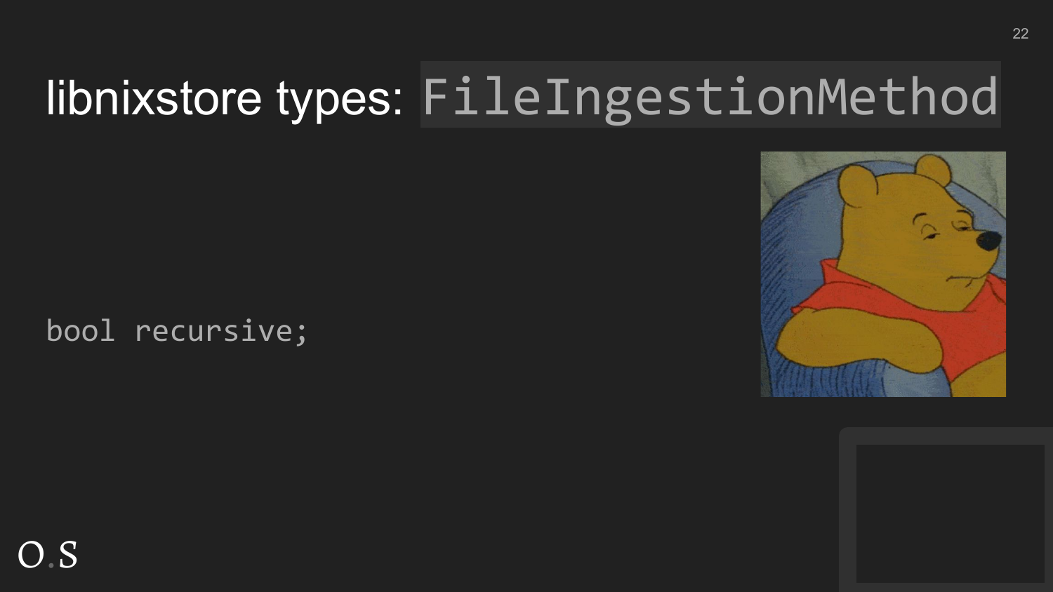# libnixstore types: `FileIngestionMethod`

```
bool recursive;
```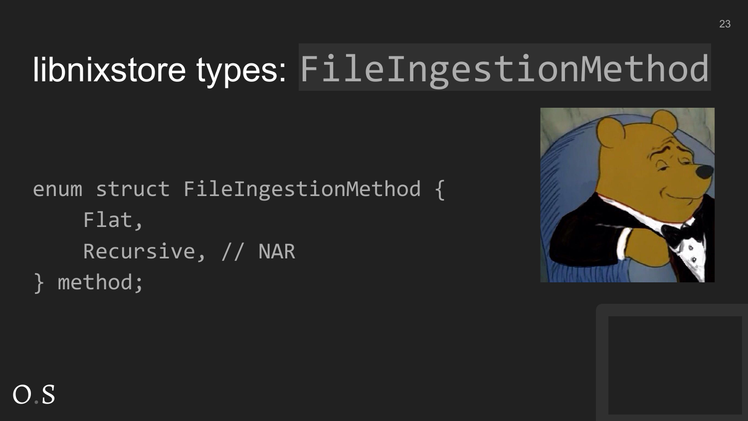# libnixstore types: `FileIngestionMethod`

```
enum struct FileIngestionMethod {
    Flat,
    Recursive, // NAR
} method;
```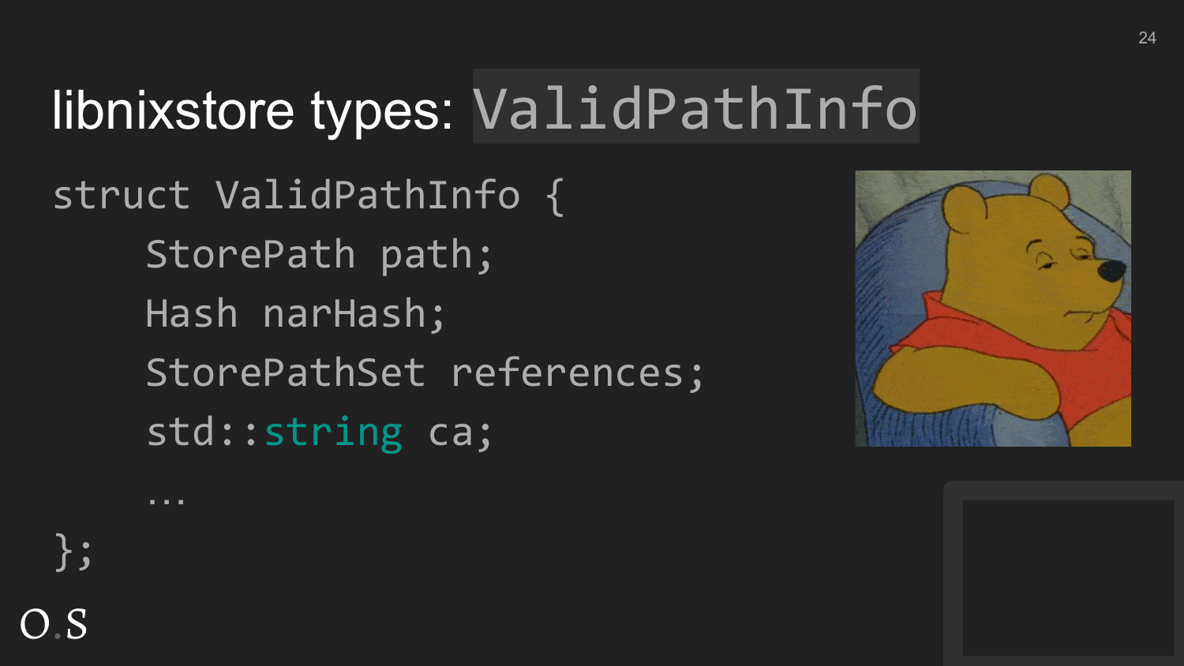# libnixstore types: `ValidPathInfo`

```
struct ValidPathInfo {
    StorePath path;
    Hash narHash;
    StorePathSet references;
    std::string ca;
    …
};
```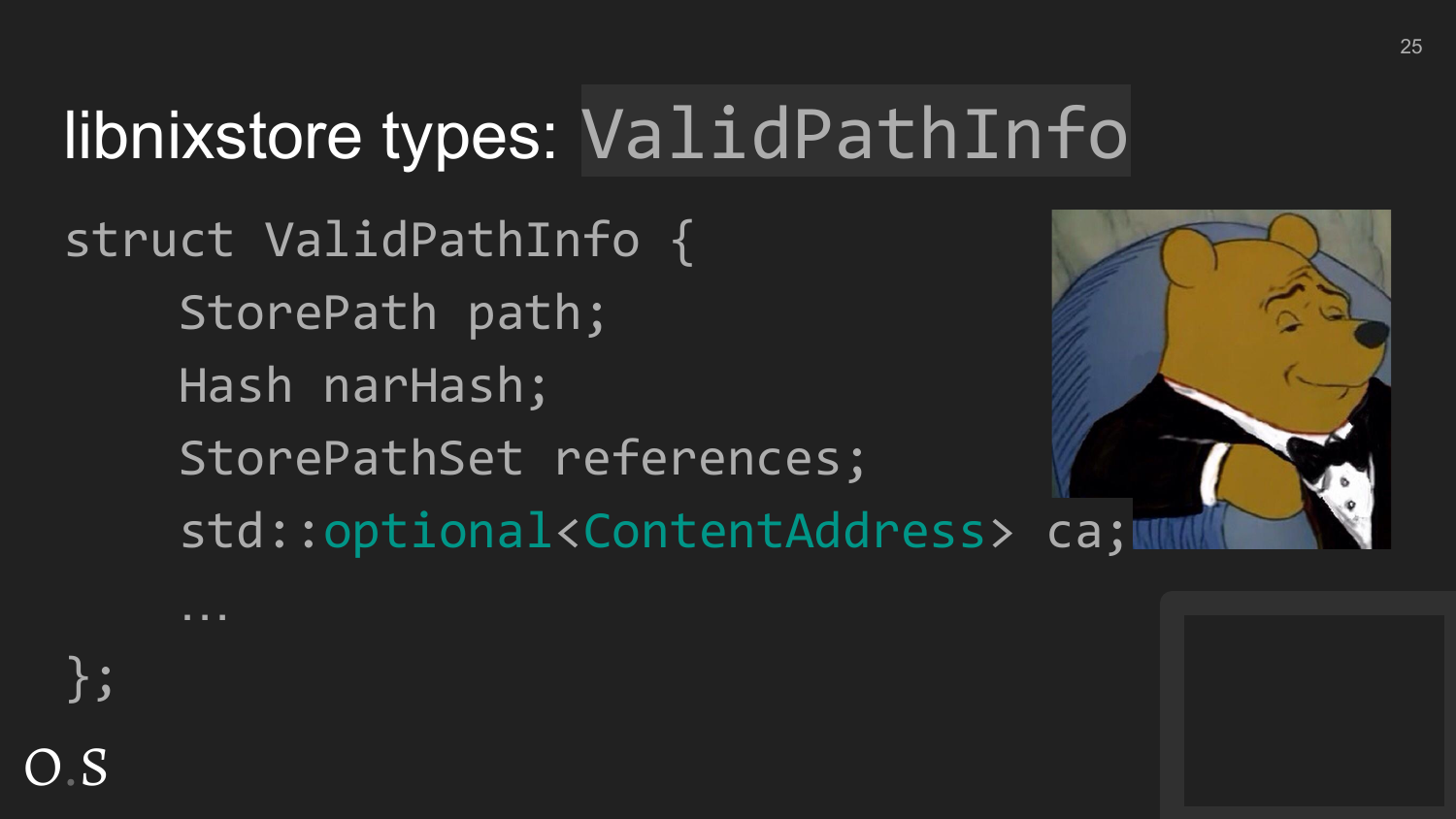# libnixstore types: `ValidPathInfo`

```
struct ValidPathInfo {
    StorePath path;
    Hash narHash;
    StorePathSet references;
    std::optional<ContentAddress> ca;
    …
};
```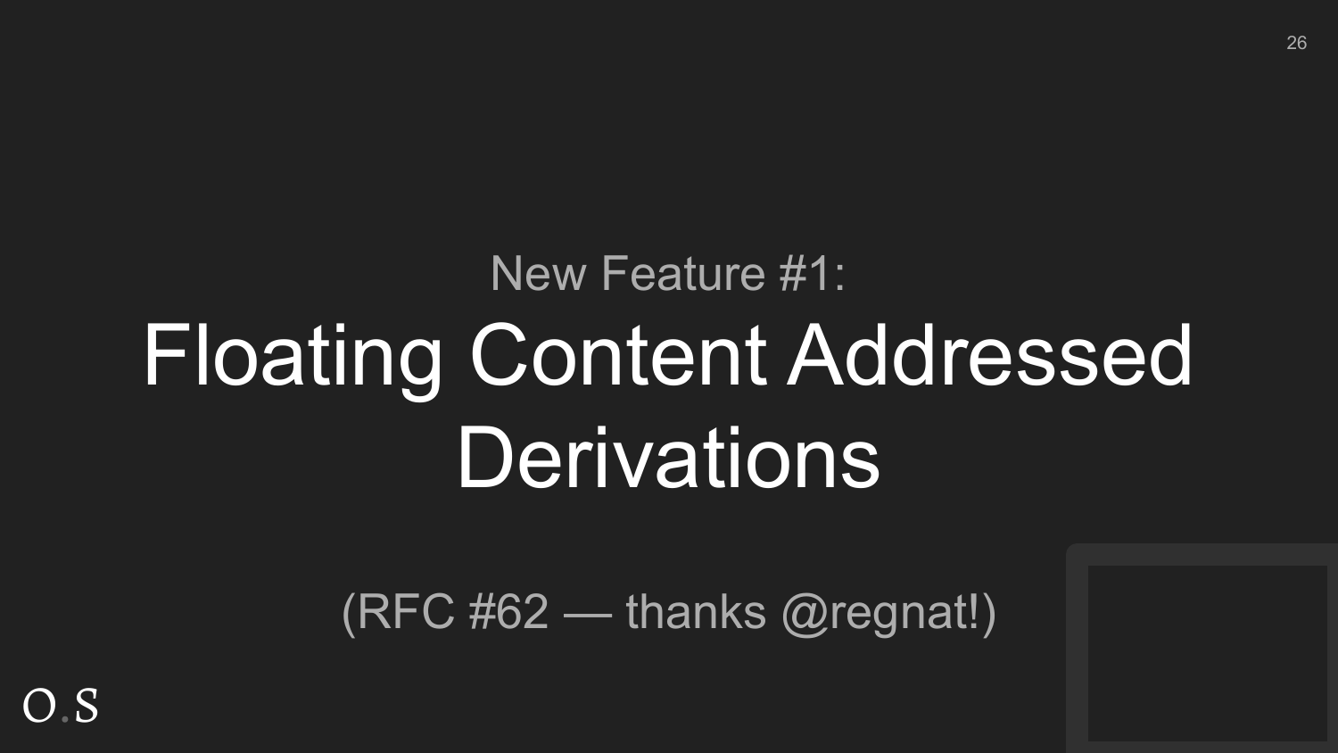New Feature #1:

# Floating Content Addressed Derivations

(RFC #62 — thanks @regnat!)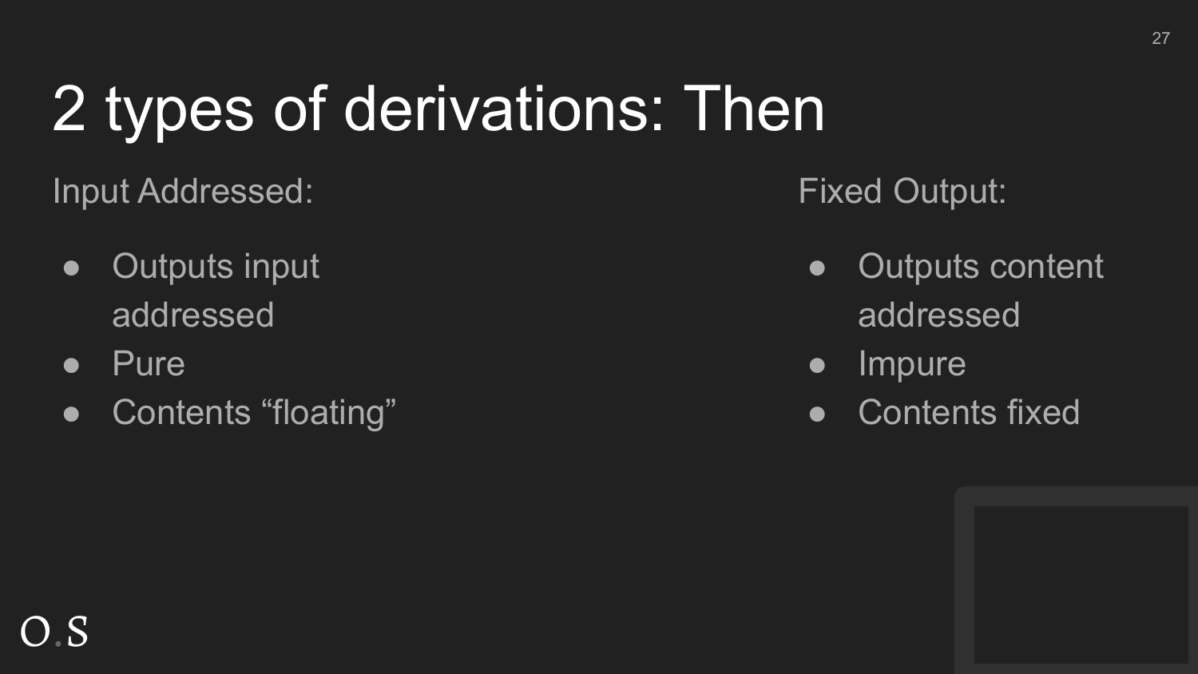# 2 types of derivations: Then

Input Addressed:

- Outputs input addressed
- Pure
- Contents “floating”

Fixed Output:

- Outputs content addressed
- Impure
- Contents fixed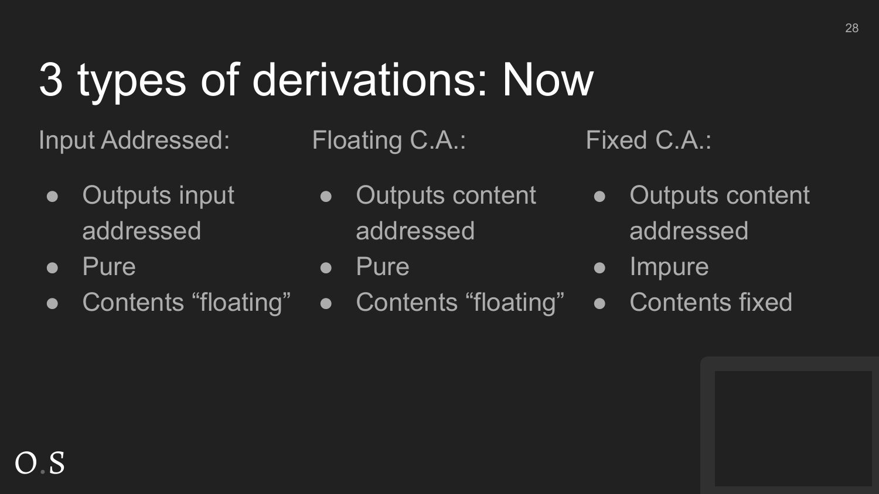# 3 types of derivations: Now

Input Addressed:

- Outputs input addressed
- Pure
- Contents “floating”

Floating C.A.:

- Outputs content addressed
- Pure
- Contents “floating”

Fixed C.A.:

- Outputs content addressed
- Impure
- Contents fixed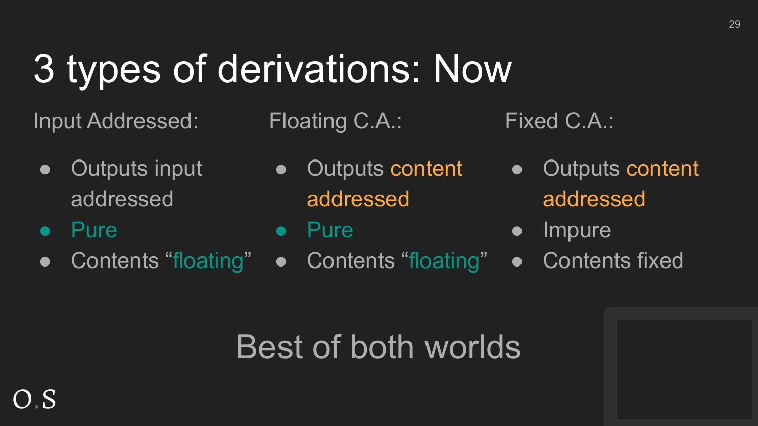# 3 types of derivations: Now

Input Addressed:

- Outputs input addressed
- Pure
- Contents “floating”

Floating C.A.:

- Outputs content addressed
- Pure
- Contents “floating”

Fixed C.A.:

- Outputs content addressed
- Impure
- Contents fixed

Best of both worlds

O.S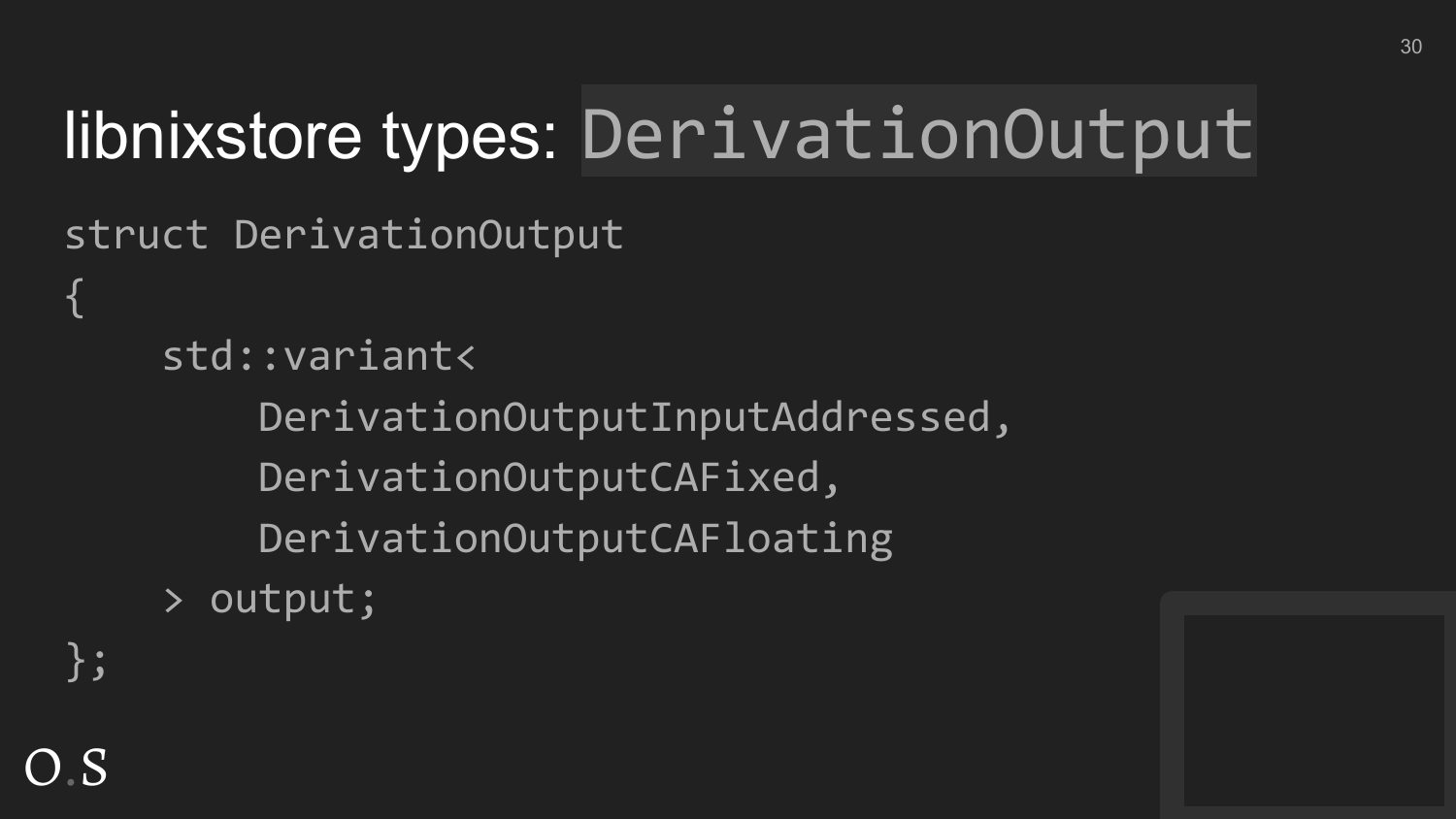# libnixstore types: `DerivationOutput`

```
struct DerivationOutput
{
    std::variant<
        DerivationOutputInputAddressed,
        DerivationOutputCAFixed,
        DerivationOutputCAFloating
    > output;
};
```

O.S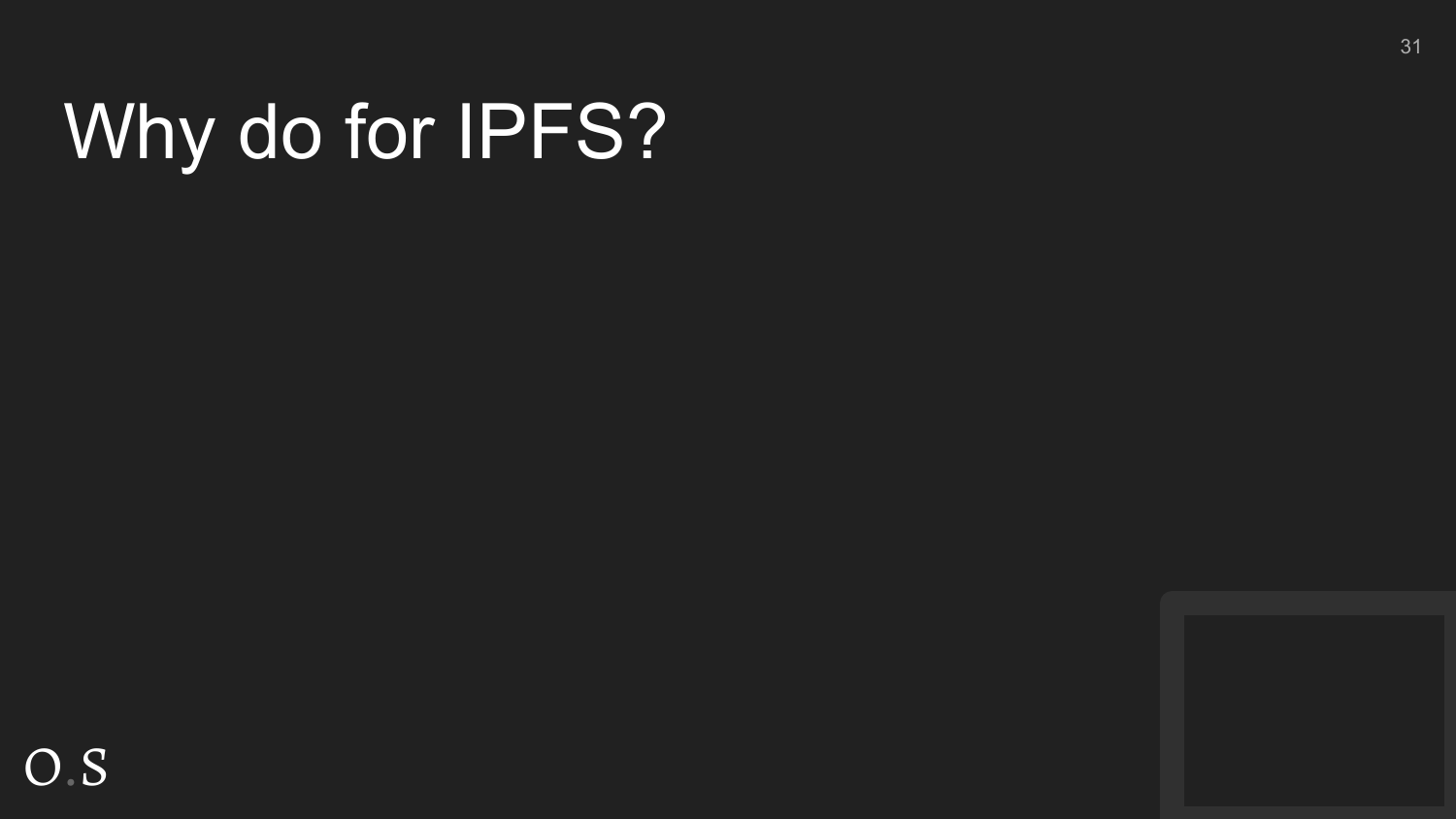# Why do for IPFS?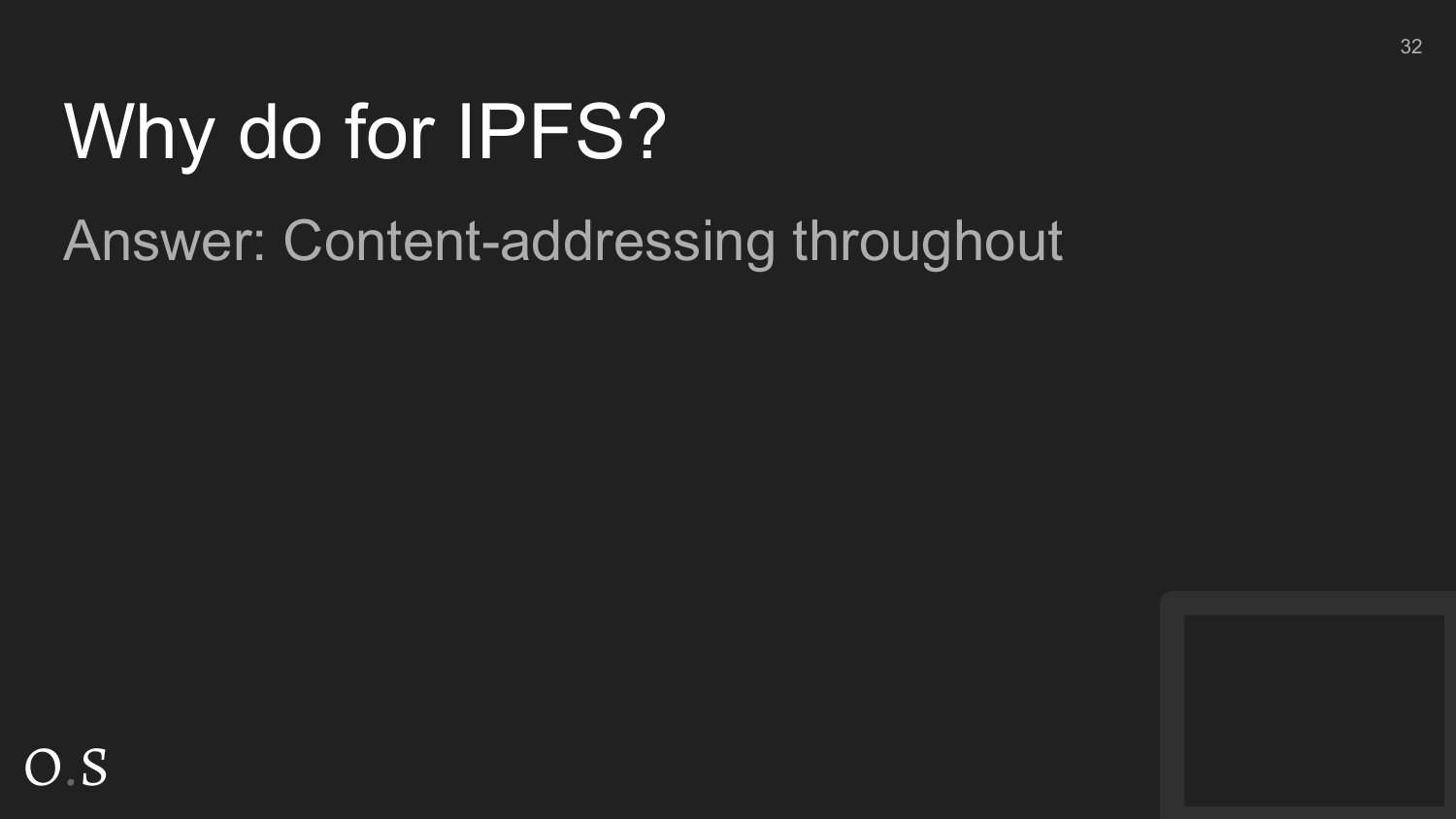# Why do for IPFS?

Answer: Content-addressing throughout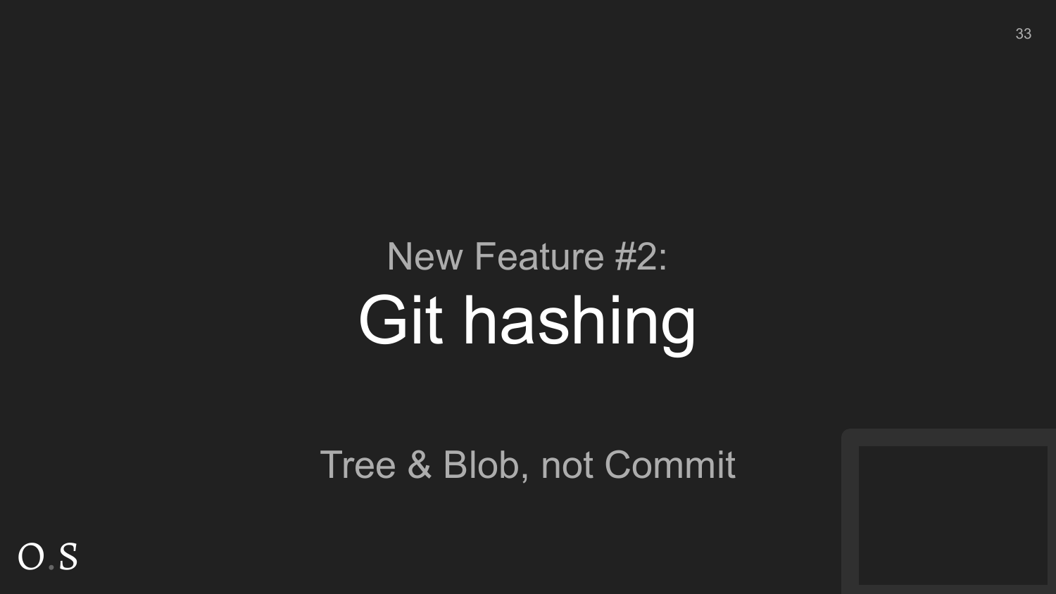New Feature #2:

# Git hashing

Tree & Blob, not Commit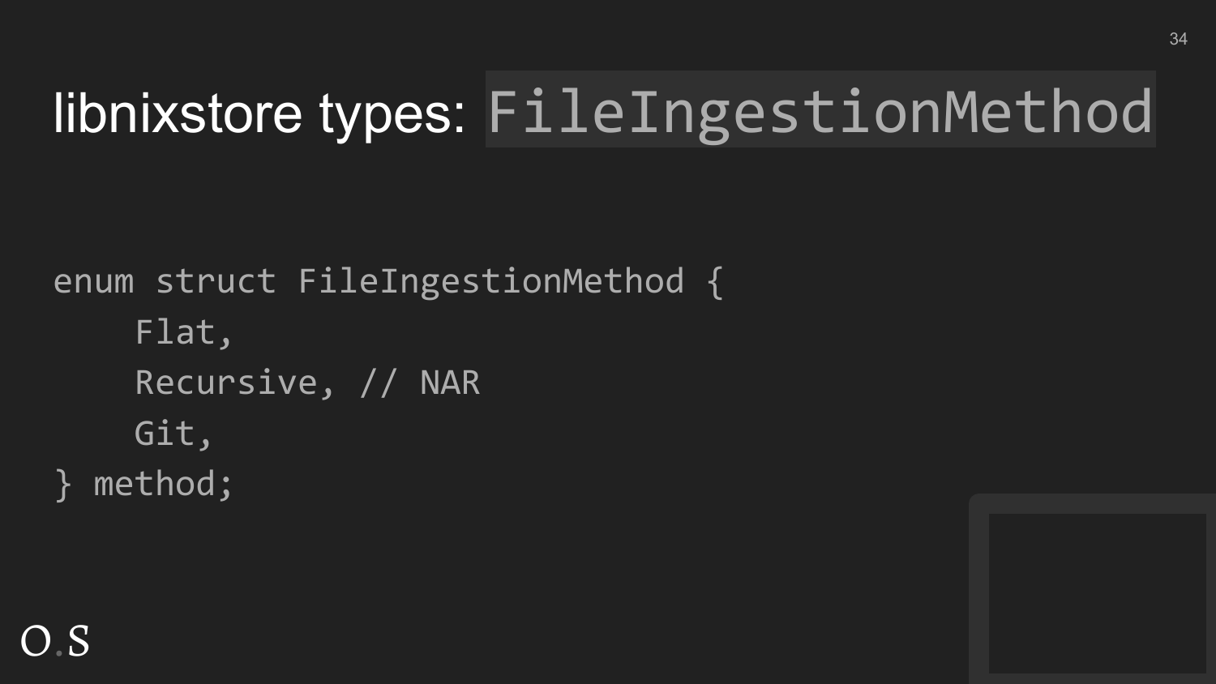# libnixstore types: `FileIngestionMethod`

```
enum struct FileIngestionMethod {
    Flat,
    Recursive, // NAR
    Git,
} method;
```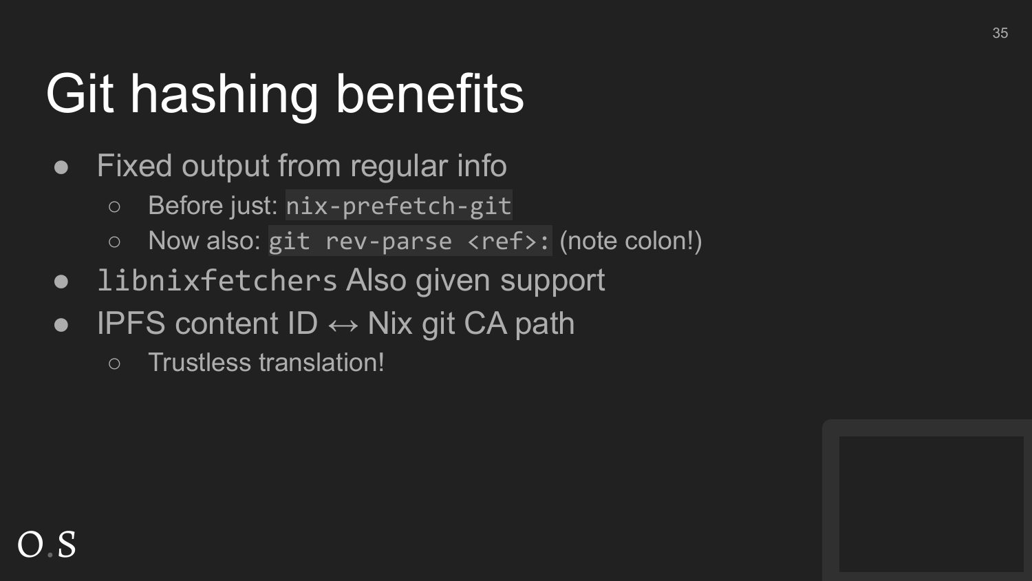# Git hashing benefits

- Fixed output from regular info
  - Before just: `nix-prefetch-git`
  - Now also: `git rev-parse <ref>:` (note colon!)
- `libnixfetchers` Also given support
- IPFS content ID ↔ Nix git CA path
  - Trustless translation!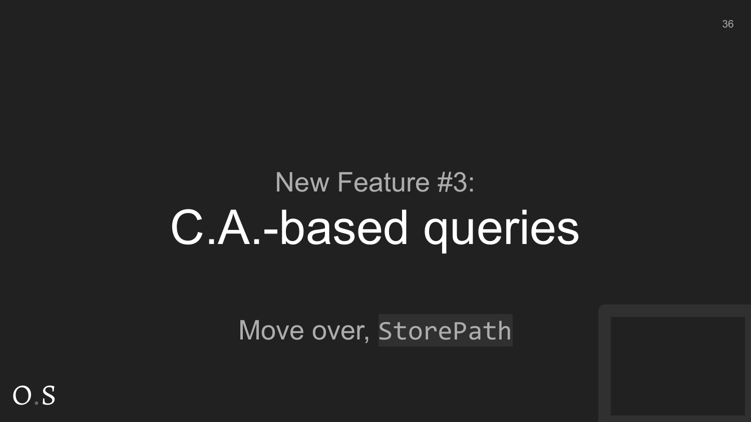New Feature #3:

# C.A.-based queries

Move over, `StorePath`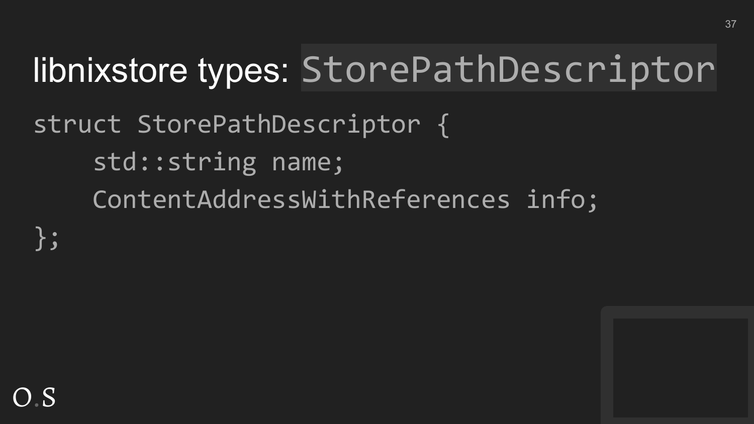# libnixstore types: `StorePathDescriptor`

```
struct StorePathDescriptor {
    std::string name;
    ContentAddressWithReferences info;
};
```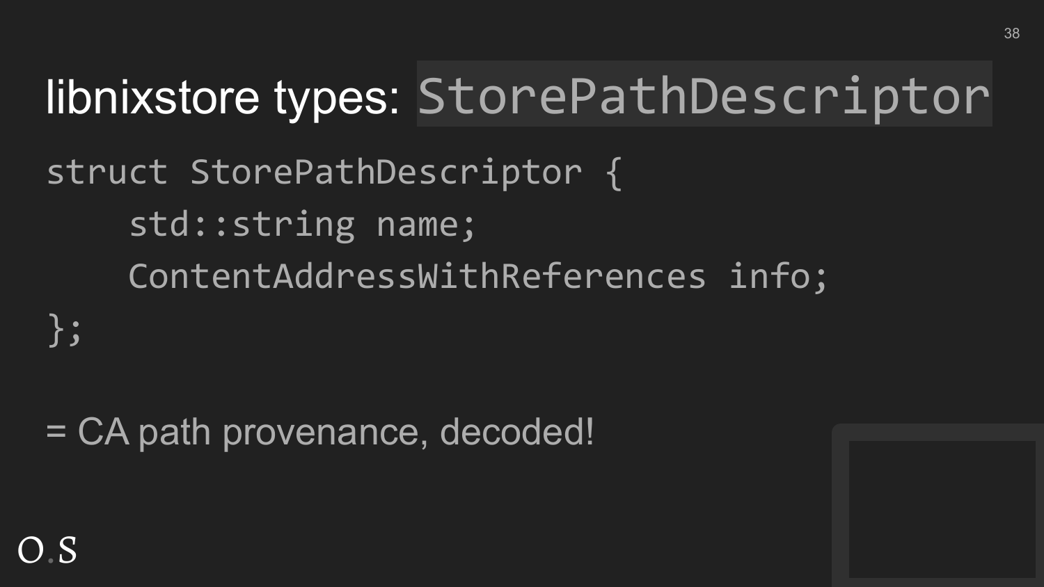# libnixstore types: `StorePathDescriptor`

```
struct StorePathDescriptor {
    std::string name;
    ContentAddressWithReferences info;
};
```

= CA path provenance, decoded!

O.S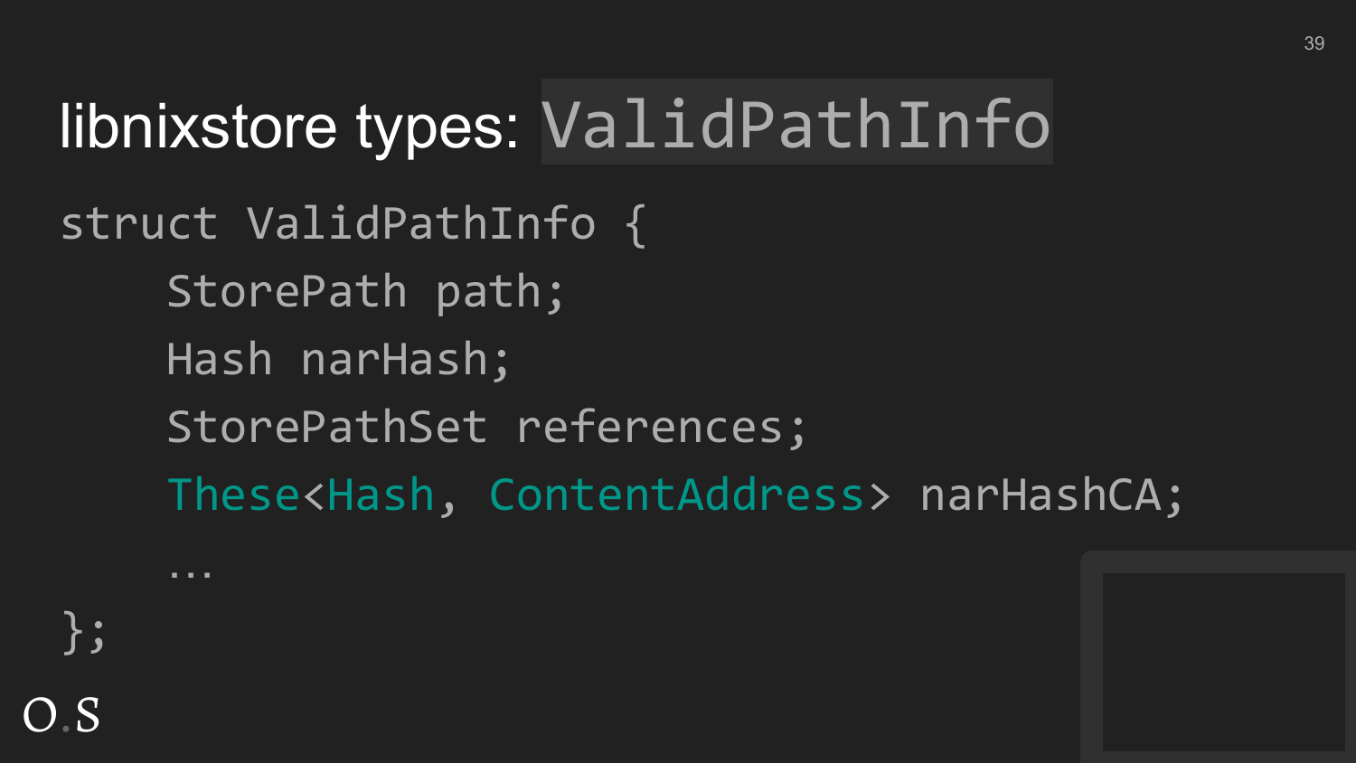# libnixstore types: `ValidPathInfo`

```
struct ValidPathInfo {
    StorePath path;
    Hash narHash;
    StorePathSet references;
    These<Hash, ContentAddress> narHashCA;
    …
};
```

O.S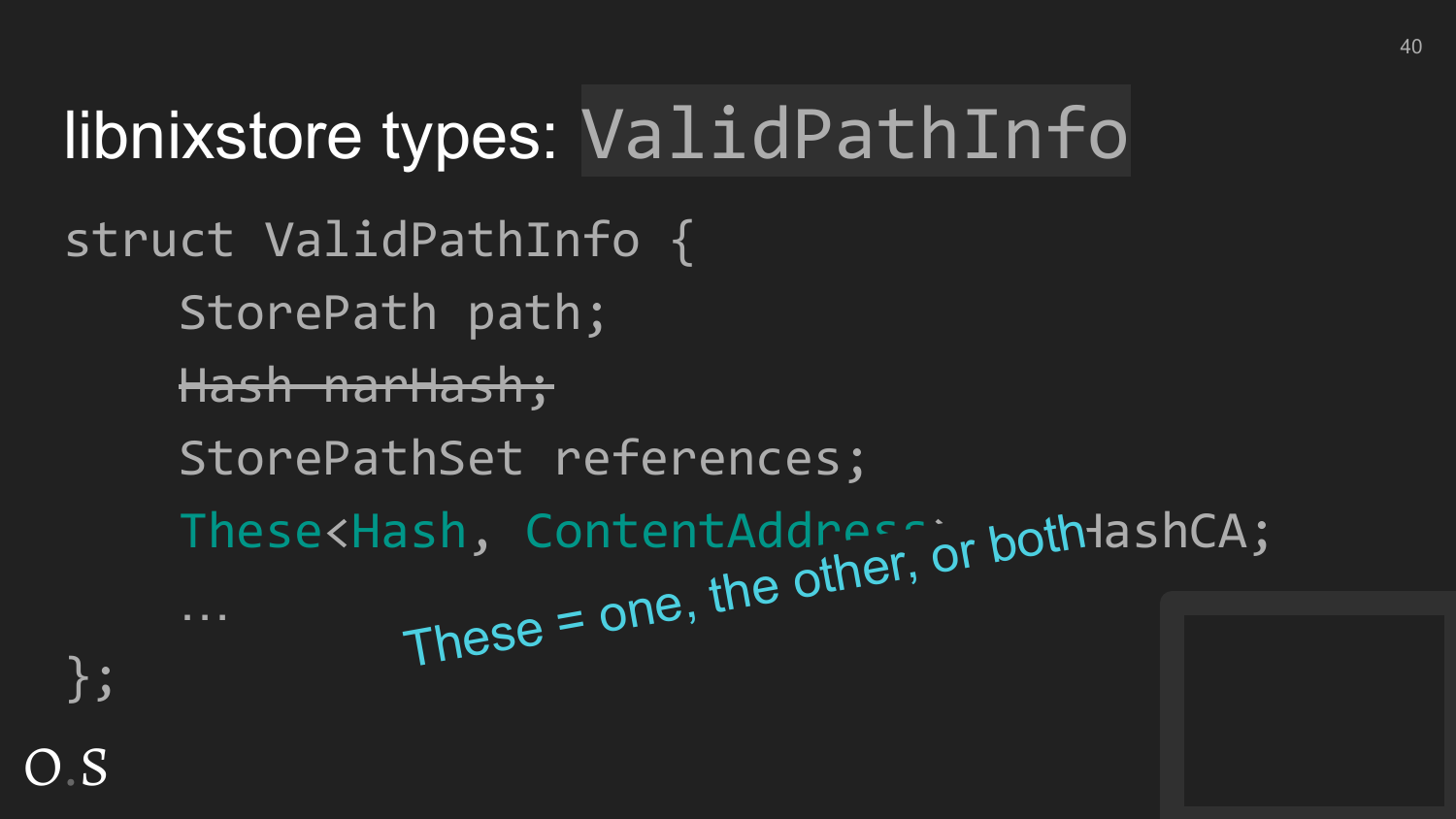# libnixstore types: `ValidPathInfo`

```
struct ValidPathInfo {
    StorePath path;
    Hash narHash;
    StorePathSet references;
    These<Hash, ContentAddress> narHashCA;
    ...
};
```

(`Hash narHash;` is struck through.)

These = one, the other, or both

O.S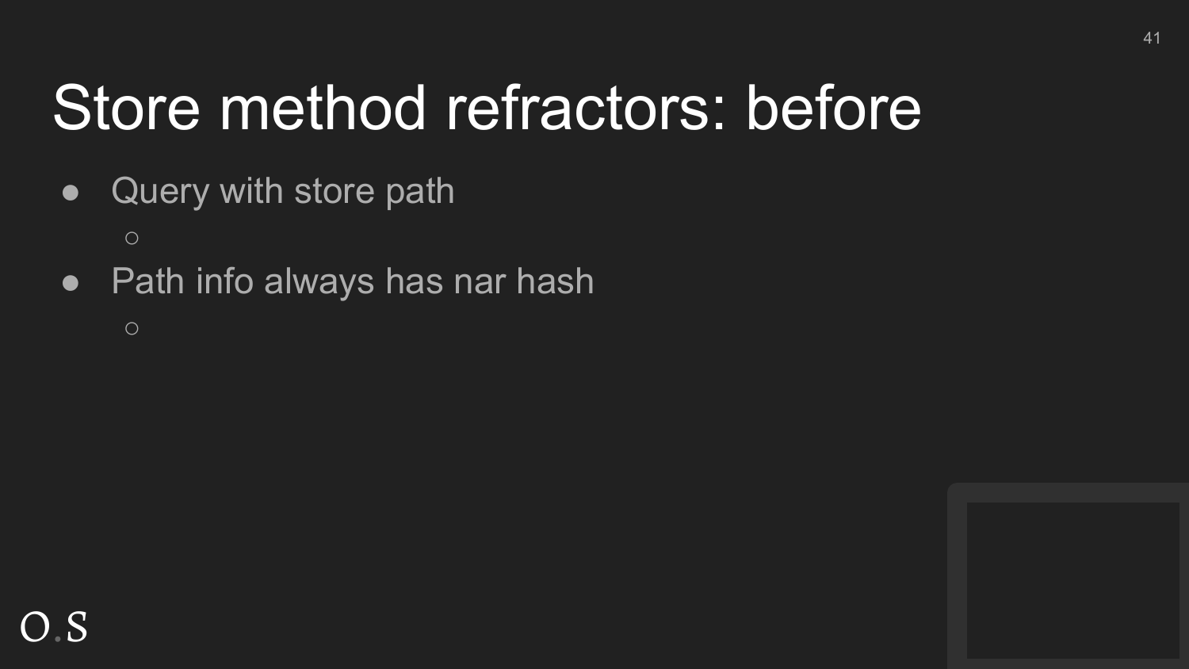# Store method refractors: before

- Query with store path
  - 
- Path info always has nar hash
  -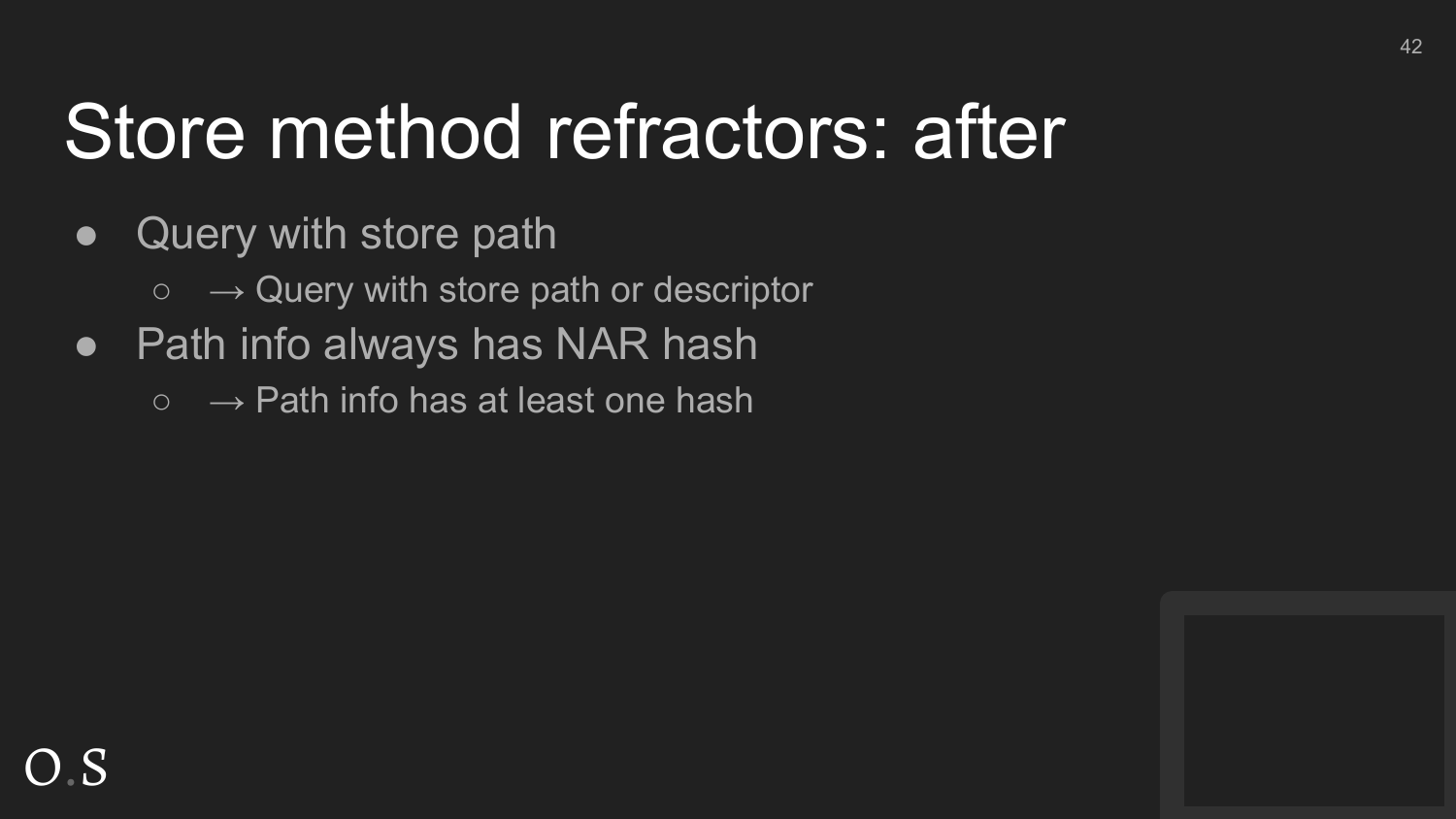# Store method refractors: after

- Query with store path
  - → Query with store path or descriptor
- Path info always has NAR hash
  - → Path info has at least one hash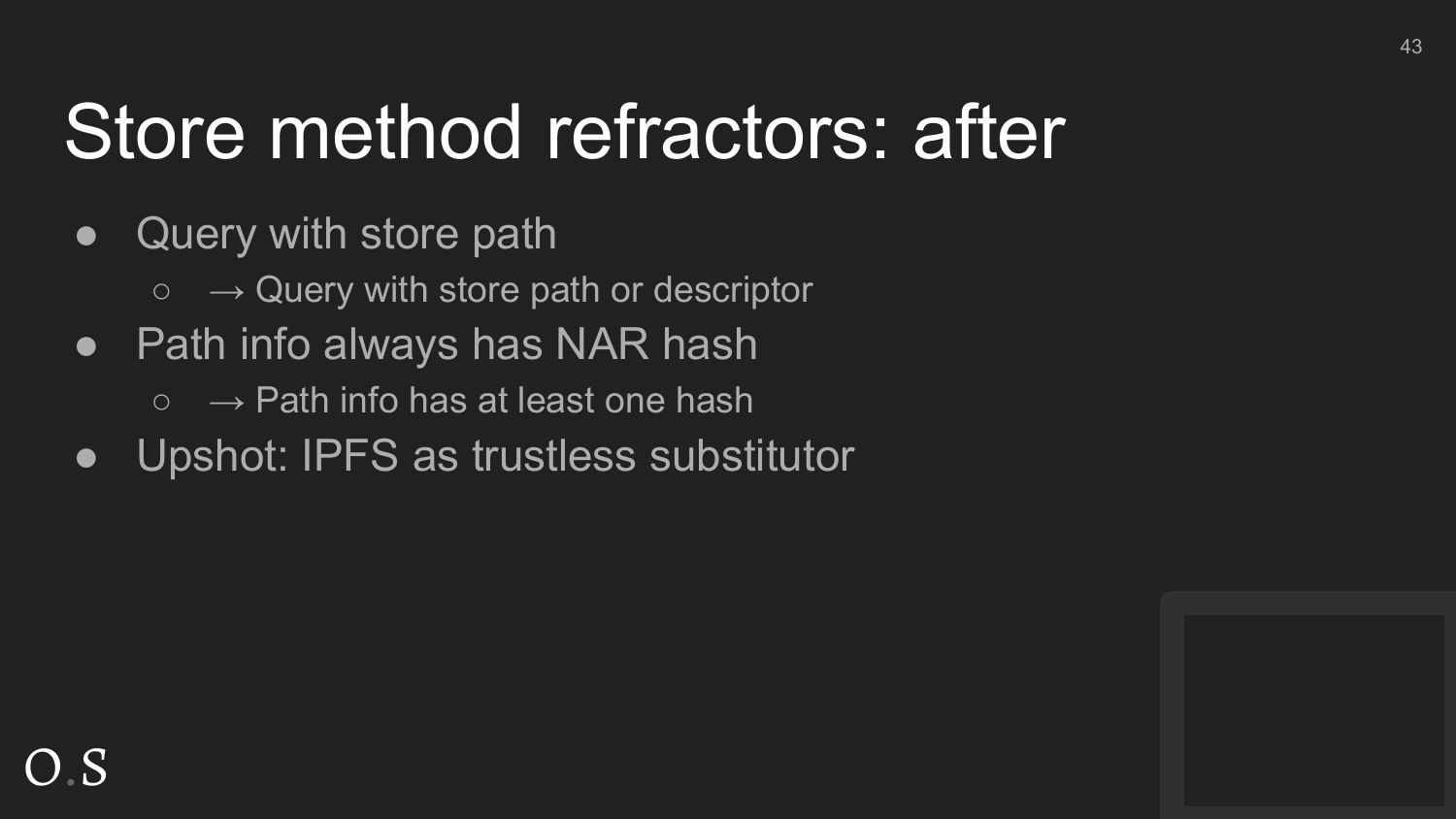# Store method refractors: after

- Query with store path
  - → Query with store path or descriptor
- Path info always has NAR hash
  - → Path info has at least one hash
- Upshot: IPFS as trustless substitutor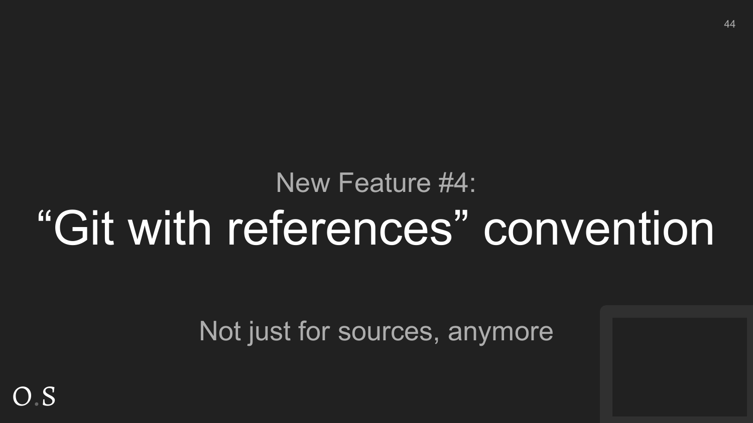New Feature #4:

# "Git with references" convention

Not just for sources, anymore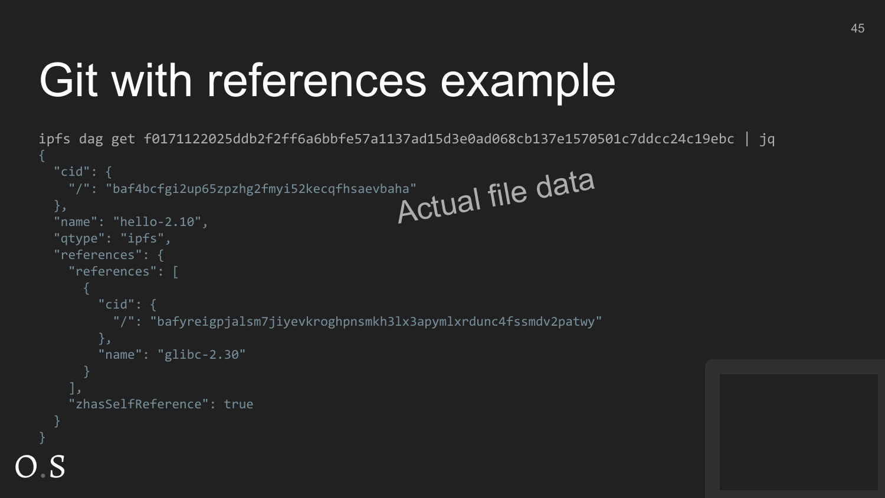# Git with references example

```
ipfs dag get f0171122025ddb2f2ff6a6bbfe57a1137ad15d3e0ad068cb137e1570501c7ddcc24c19ebc | jq
{
  "cid": {
    "/": "baf4bcfgi2up65zpzhg2fmyi52kecqfhsaevbaha"
  },
  "name": "hello-2.10",
  "qtype": "ipfs",
  "references": {
    "references": [
      {
        "cid": {
          "/": "bafyreigpjalsm7jiyevkroghpnsmkh3lx3apymlxrdunc4fssmdv2patwy"
        },
        "name": "glibc-2.30"
      }
    ],
    "zhasSelfReference": true
  }
}
```

Actual file data

O.S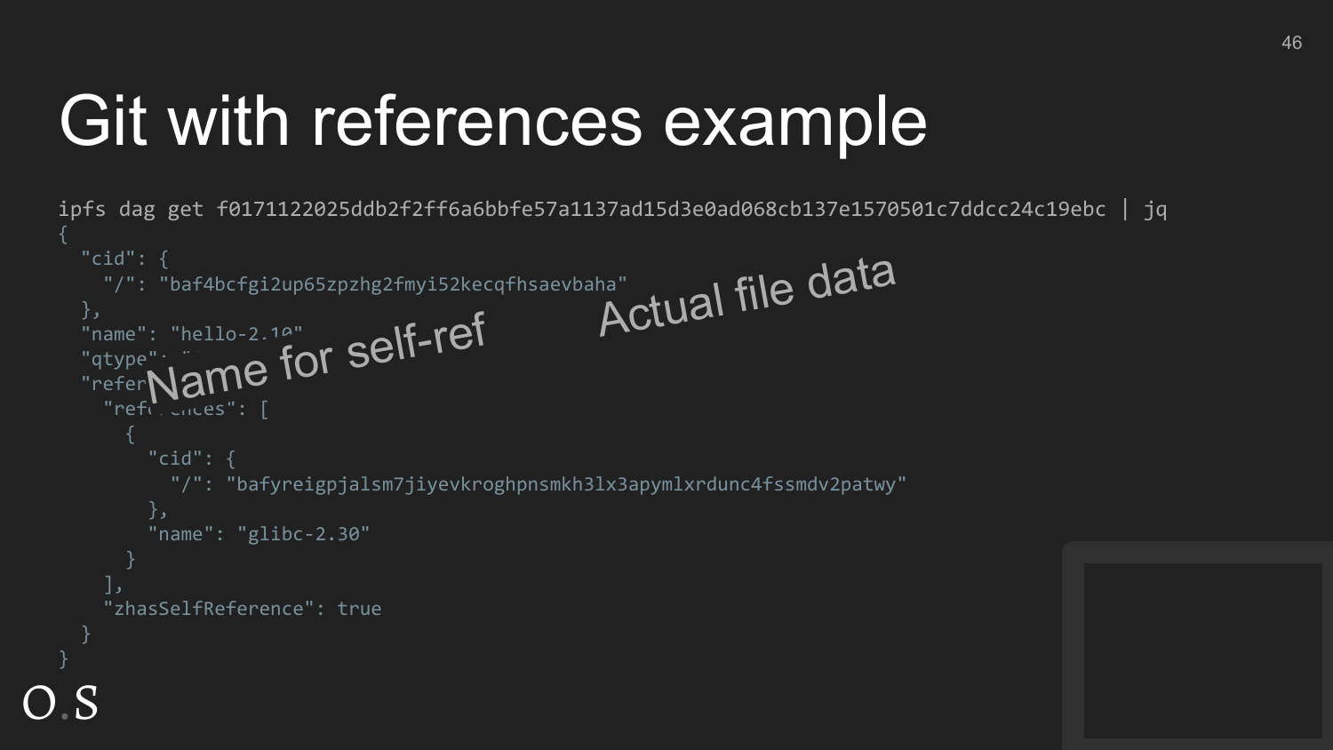# Git with references example

```
ipfs dag get f0171122025ddb2f2ff6a6bbfe57a1137ad15d3e0ad068cb137e1570501c7ddcc24c19ebc | jq
{
  "cid": {
    "/": "baf4bcfgi2up65zpzhg2fmyi52kecqfhsaevbaha"
  },
  "name": "hello-2.10"
  "qtype": "
  "refer
    "references": [
      {
        "cid": {
          "/": "bafyreigpjalsm7jiyevkroghpnsmkh3lx3apymlxrdunc4fssmdv2patwy"
        },
        "name": "glibc-2.30"
      }
    ],
    "zhasSelfReference": true
  }
}
```

Name for self-ref

Actual file data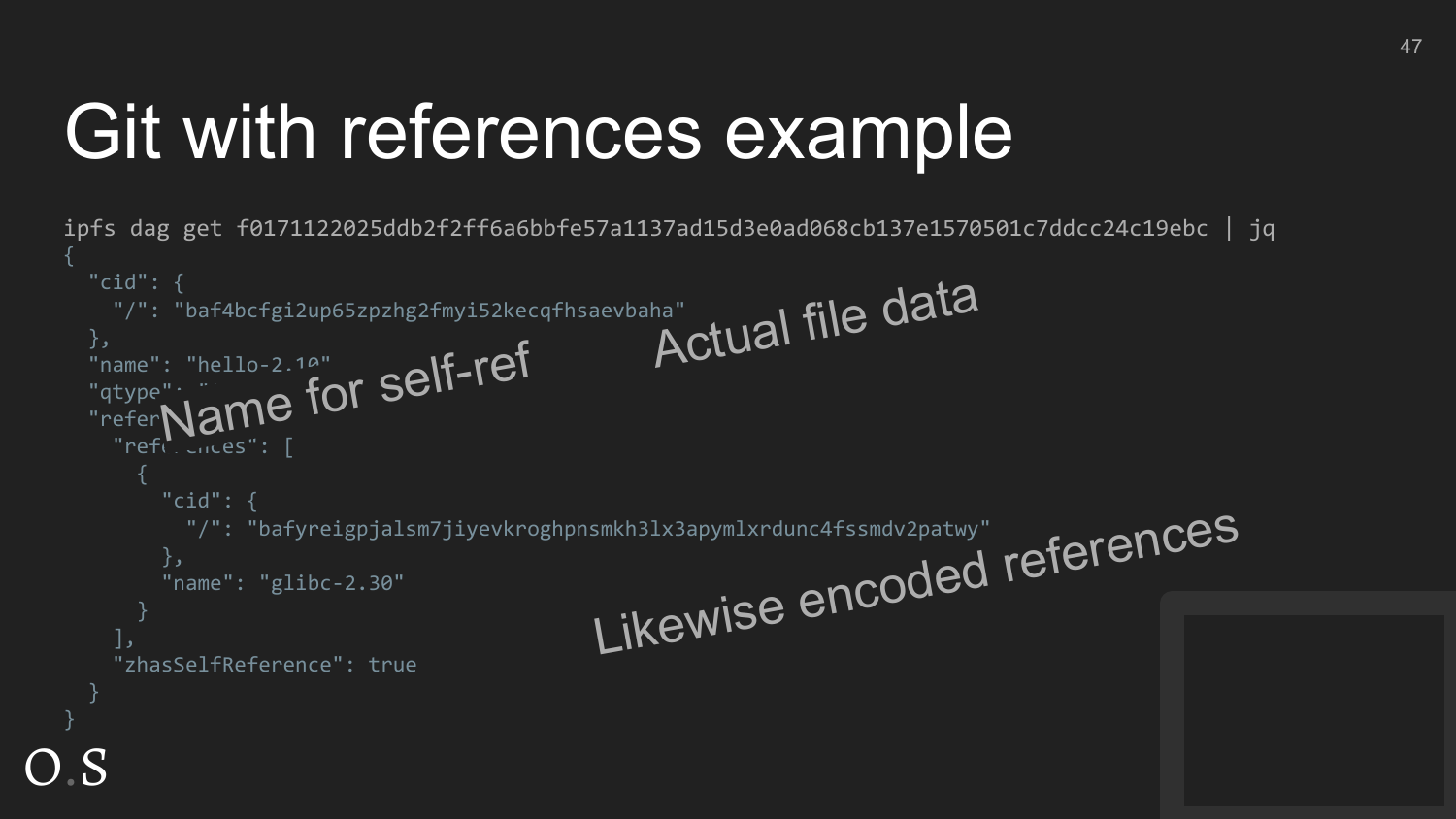# Git with references example

```
ipfs dag get f0171122025ddb2f2ff6a6bbfe57a1137ad15d3e0ad068cb137e1570501c7ddcc24c19ebc | jq
{
  "cid": {
    "/": "baf4bcfgi2up65zpzhg2fmyi52kecqfhsaevbaha"
  },
  "name": "hello-2.10"
  "qtype": "
  "refer
    "references": [
      {
        "cid": {
          "/": "bafyreigpjalsm7jiyevkroghpnsmkh3lx3apymlxrdunc4fssmdv2patwy"
        },
        "name": "glibc-2.30"
      }
    ],
    "zhasSelfReference": true
  }
}
```

Name for self-ref

Actual file data

Likewise encoded references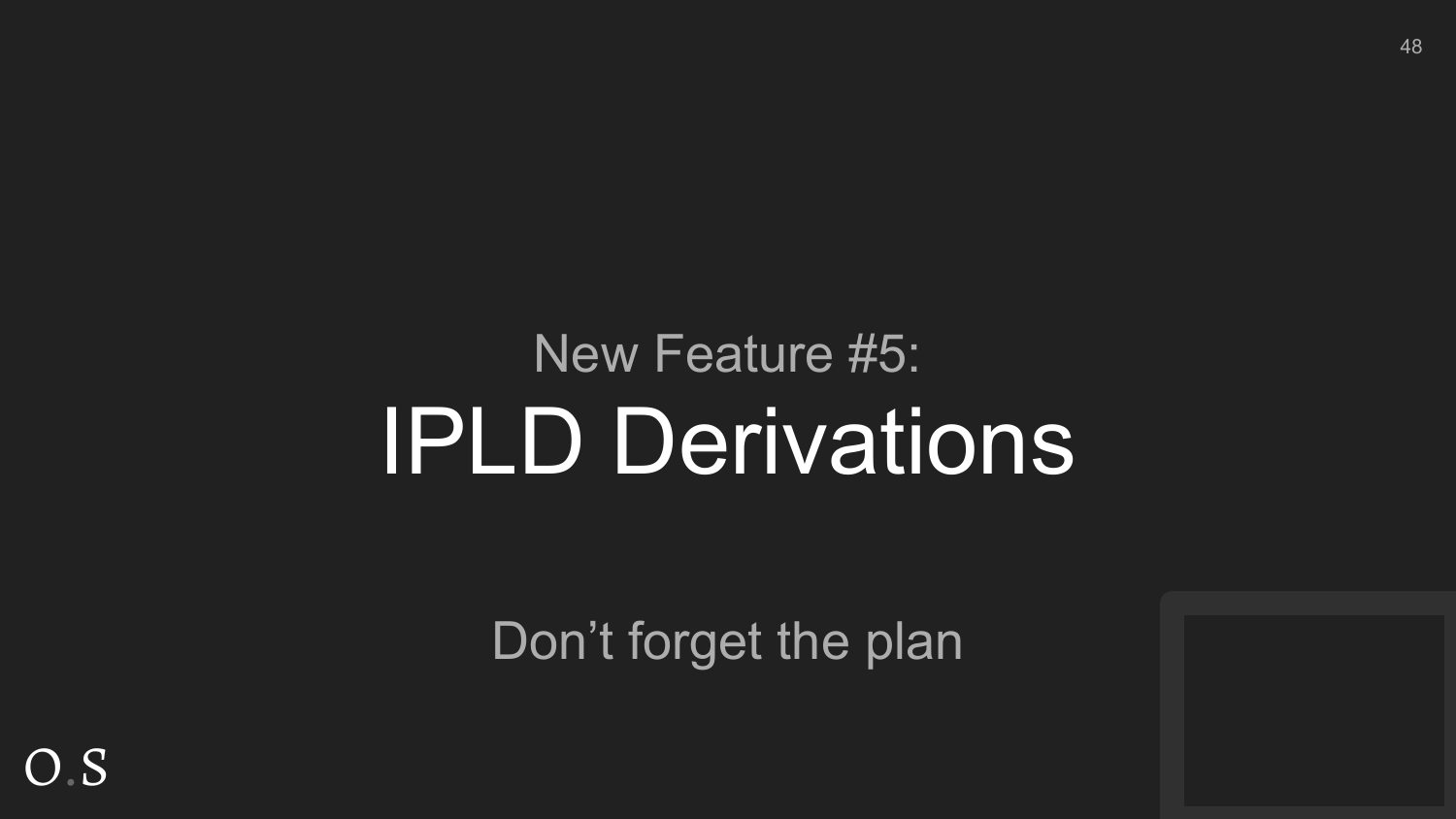New Feature #5:

# IPLD Derivations

Don't forget the plan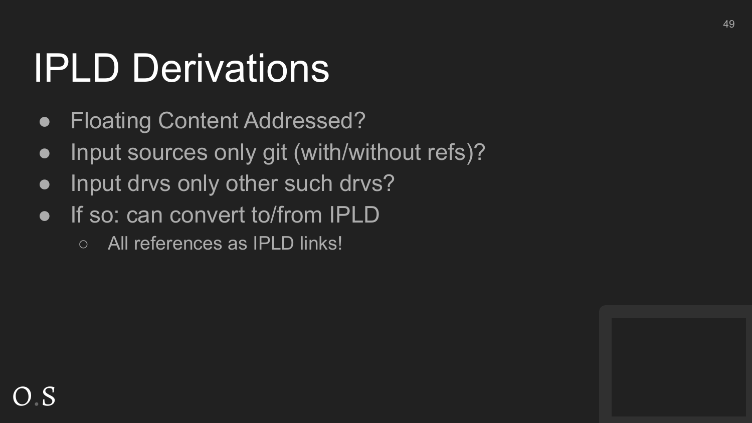# IPLD Derivations

- Floating Content Addressed?
- Input sources only git (with/without refs)?
- Input drvs only other such drvs?
- If so: can convert to/from IPLD
  - All references as IPLD links!

O.S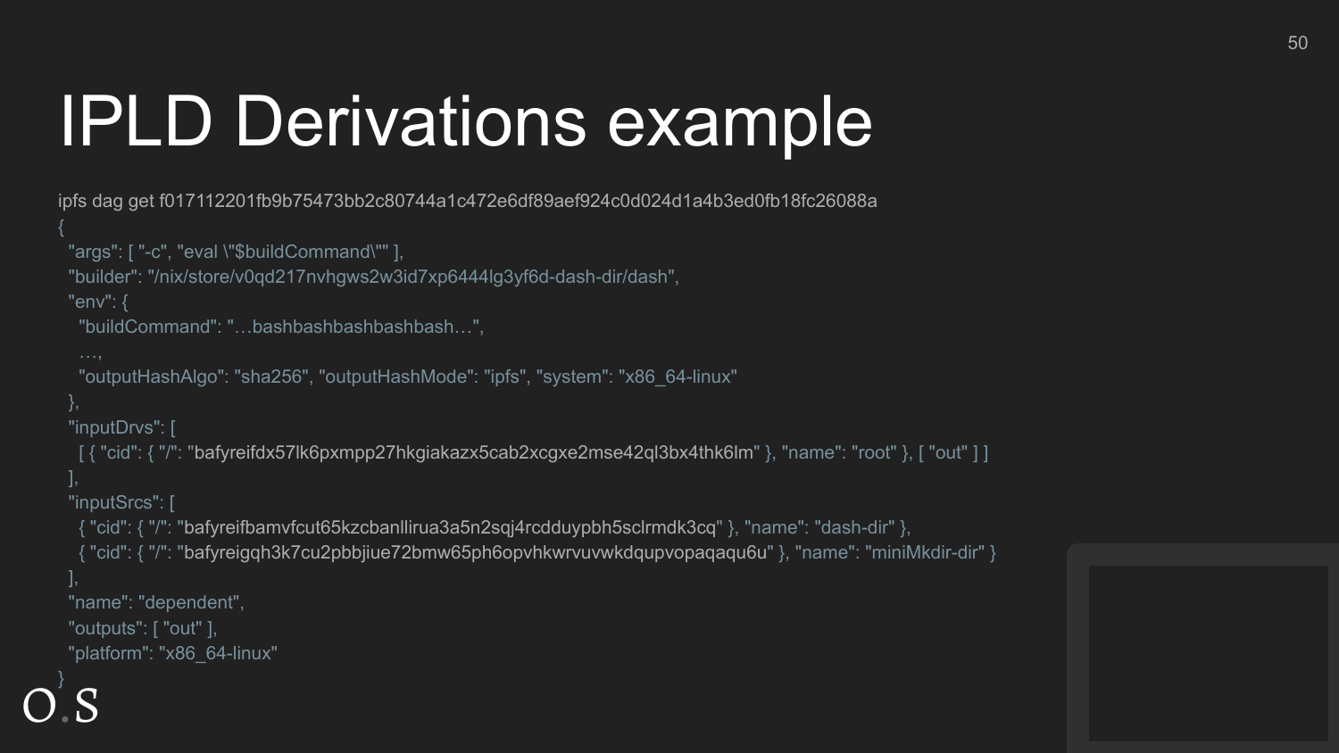# IPLD Derivations example

```
ipfs dag get f017112201fb9b75473bb2c80744a1c472e6df89aef924c0d024d1a4b3ed0fb18fc26088a
{
  "args": [ "-c", "eval \"$buildCommand\"" ],
  "builder": "/nix/store/v0qd217nvhgws2w3id7xp6444lg3yf6d-dash-dir/dash",
  "env": {
    "buildCommand": "…bashbashbashbashbash…",
    …,
    "outputHashAlgo": "sha256", "outputHashMode": "ipfs", "system": "x86_64-linux"
  },
  "inputDrvs": [
    [ { "cid": { "/": "bafyreifdx57lk6pxmpp27hkgiakazx5cab2xcgxe2mse42ql3bx4thk6lm" }, "name": "root" }, [ "out" ] ]
  ],
  "inputSrcs": [
    { "cid": { "/": "bafyreifbamvfcut65kzcbanllirua3a5n2sqj4rcdduypbh5sclrmdk3cq" }, "name": "dash-dir" },
    { "cid": { "/": "bafyreigqh3k7cu2pbbjiue72bmw65ph6opvhkwrvuvwkdqupvopaqaqu6u" }, "name": "miniMkdir-dir" }
  ],
  "name": "dependent",
  "outputs": [ "out" ],
  "platform": "x86_64-linux"
}
```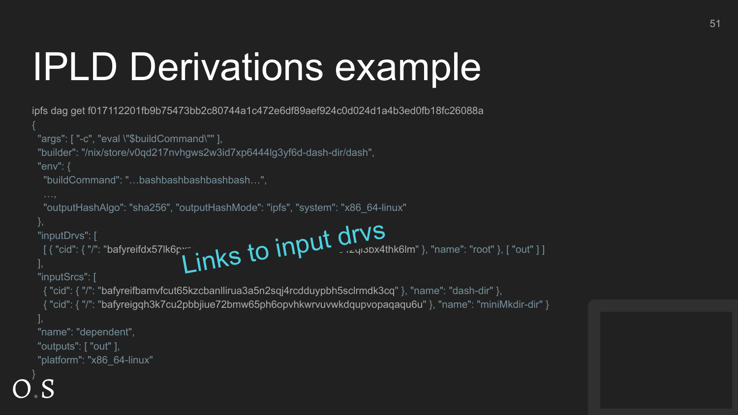# IPLD Derivations example

```
ipfs dag get f017112201fb9b75473bb2c80744a1c472e6df89aef924c0d024d1a4b3ed0fb18fc26088a
{
  "args": [ "-c", "eval \"$buildCommand\"" ],
  "builder": "/nix/store/v0qd217nvhgws2w3id7xp6444lg3yf6d-dash-dir/dash",
  "env": {
    "buildCommand": "…bashbashbashbashbash…",
    …,
    "outputHashAlgo": "sha256", "outputHashMode": "ipfs", "system": "x86_64-linux"
  },
  "inputDrvs": [
    [ { "cid": { "/": "bafyreifdx57lk6p… …2ql3bx4thk6lm" }, "name": "root" }, [ "out" ] ]
  ],
  "inputSrcs": [
    { "cid": { "/": "bafyreifbamvfcut65kzcbanllirua3a5n2sqj4rcdduypbh5sclrmdk3cq" }, "name": "dash-dir" },
    { "cid": { "/": "bafyreigqh3k7cu2pbbjiue72bmw65ph6opvhkwrvuvwkdqupvopaqaqu6u" }, "name": "miniMkdir-dir" }
  ],
  "name": "dependent",
  "outputs": [ "out" ],
  "platform": "x86_64-linux"
}
```

Links to input drvs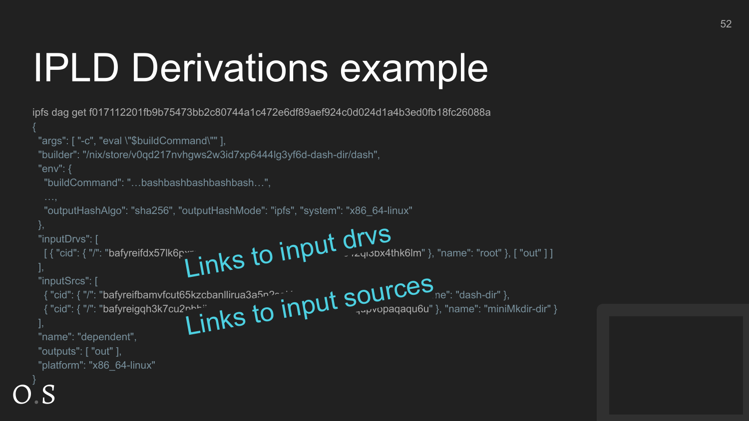# IPLD Derivations example

```
ipfs dag get f017112201fb9b75473bb2c80744a1c472e6df89aef924c0d024d1a4b3ed0fb18fc26088a
{
  "args": [ "-c", "eval \"$buildCommand\"" ],
  "builder": "/nix/store/v0qd217nvhgws2w3id7xp6444lg3yf6d-dash-dir/dash",
  "env": {
    "buildCommand": "…bashbashbashbashbash…",
    …,
    "outputHashAlgo": "sha256", "outputHashMode": "ipfs", "system": "x86_64-linux"
  },
  "inputDrvs": [
    [ { "cid": { "/": "bafyreifdx57lk6p…2ql3bx4thk6lm" }, "name": "root" }, [ "out" ] ]
  ],
  "inputSrcs": [
    { "cid": { "/": "bafyreifbamvfcut65kzcbanllirua3a5n2…" }, "name": "dash-dir" },
    { "cid": { "/": "bafyreigqh3k7cu2…qpvopaqaqu6u" }, "name": "miniMkdir-dir" }
  ],
  "name": "dependent",
  "outputs": [ "out" ],
  "platform": "x86_64-linux"
}
```

Links to input drvs

Links to input sources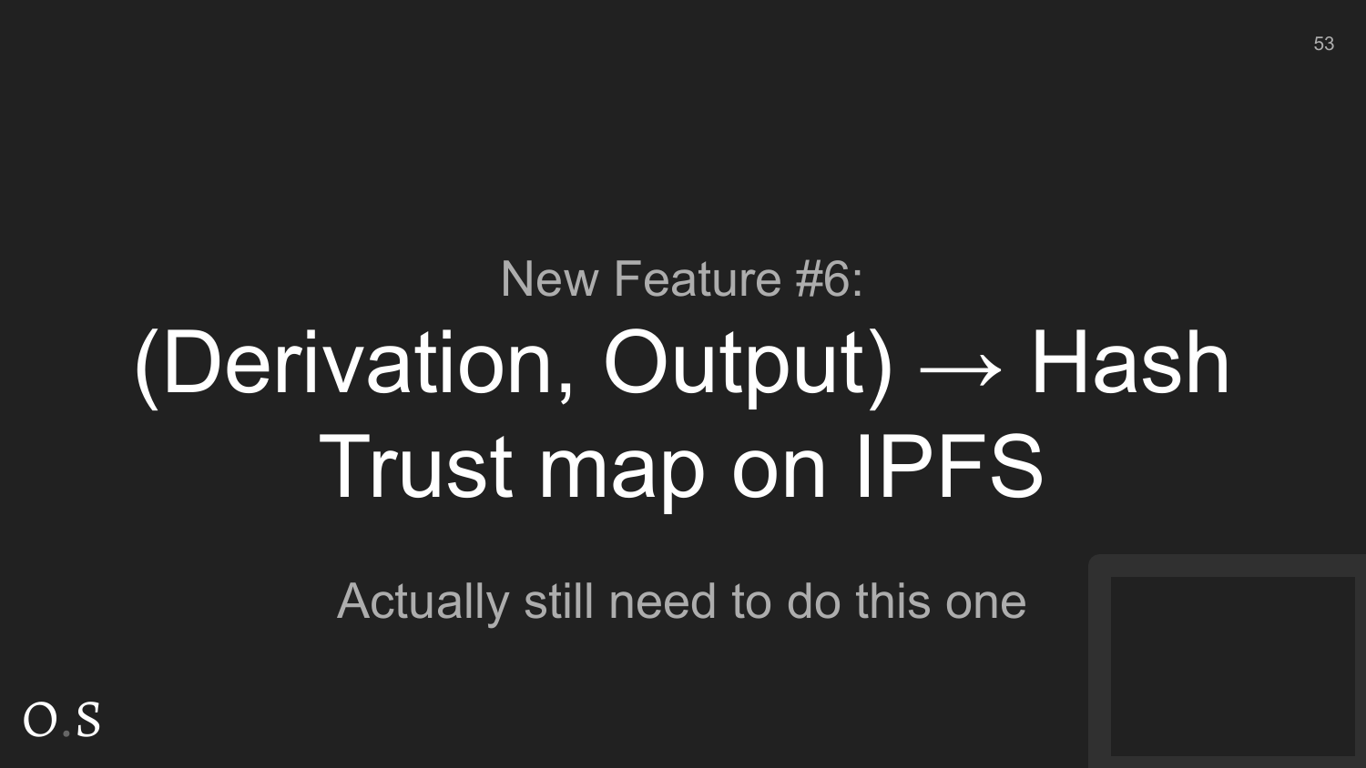New Feature #6:

# (Derivation, Output) → Hash Trust map on IPFS

Actually still need to do this one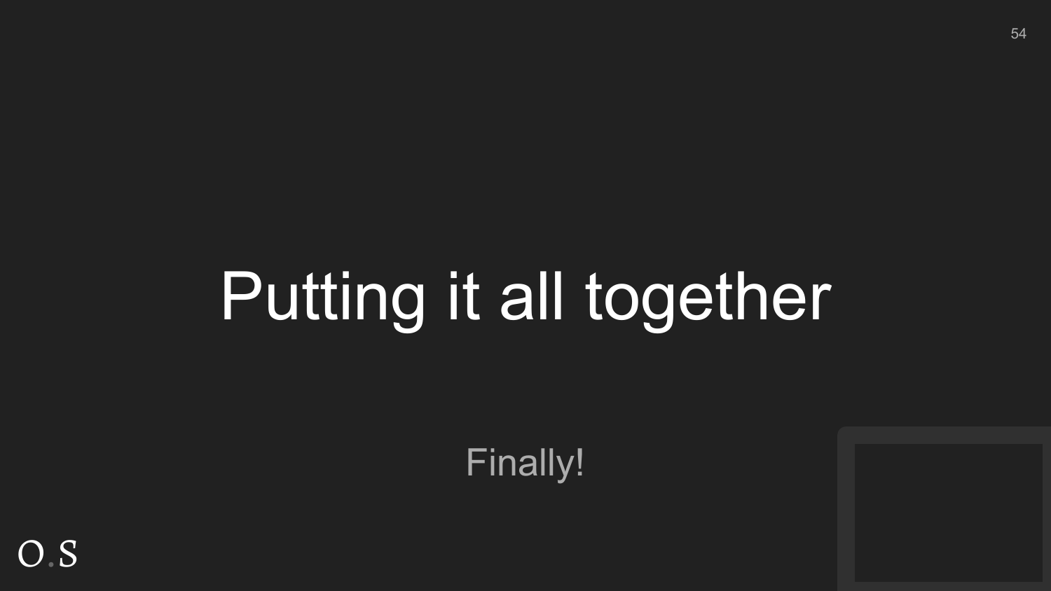# Putting it all together

Finally!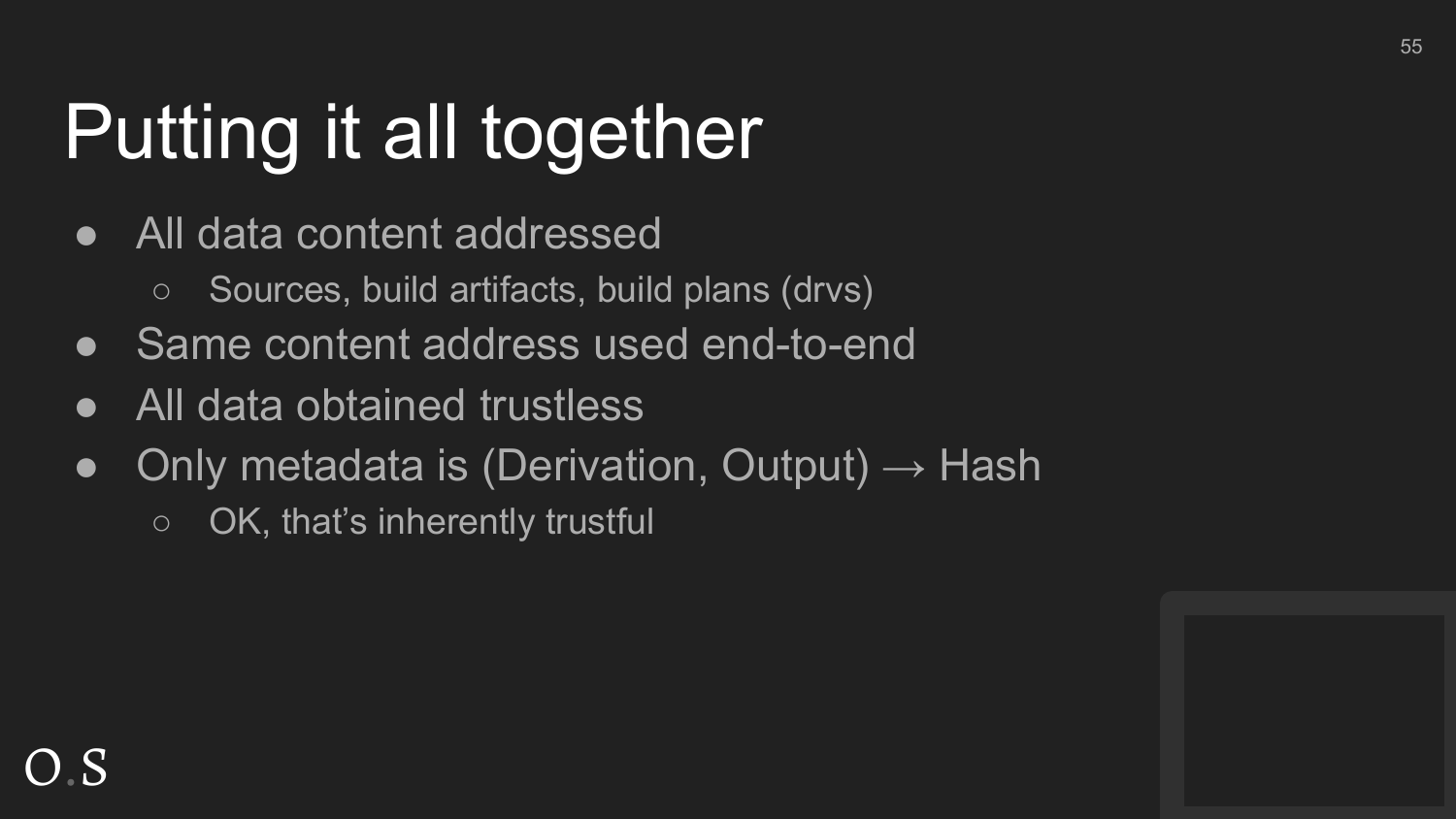# Putting it all together

- All data content addressed
  - Sources, build artifacts, build plans (drvs)
- Same content address used end-to-end
- All data obtained trustless
- Only metadata is (Derivation, Output) → Hash
  - OK, that's inherently trustful

O.S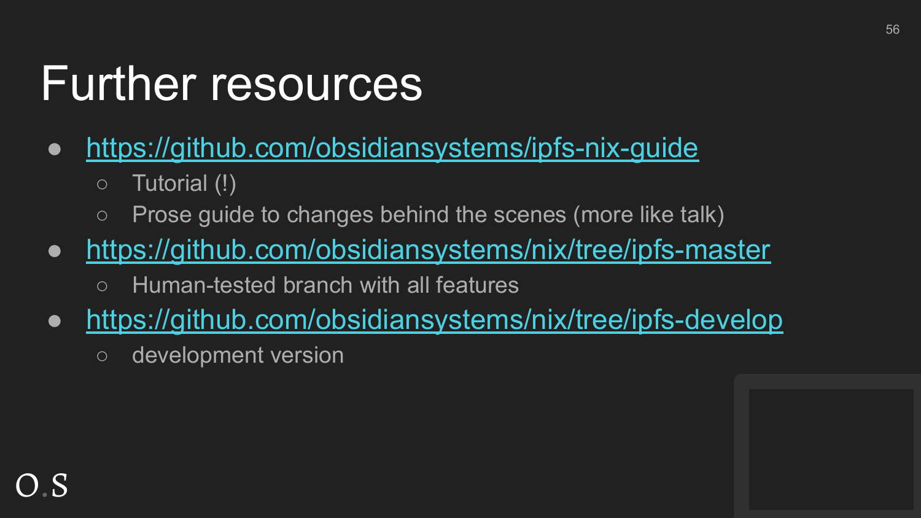# Further resources

- https://github.com/obsidiansystems/ipfs-nix-guide
  - Tutorial (!)
  - Prose guide to changes behind the scenes (more like talk)
- https://github.com/obsidiansystems/nix/tree/ipfs-master
  - Human-tested branch with all features
- https://github.com/obsidiansystems/nix/tree/ipfs-develop
  - development version

O.S